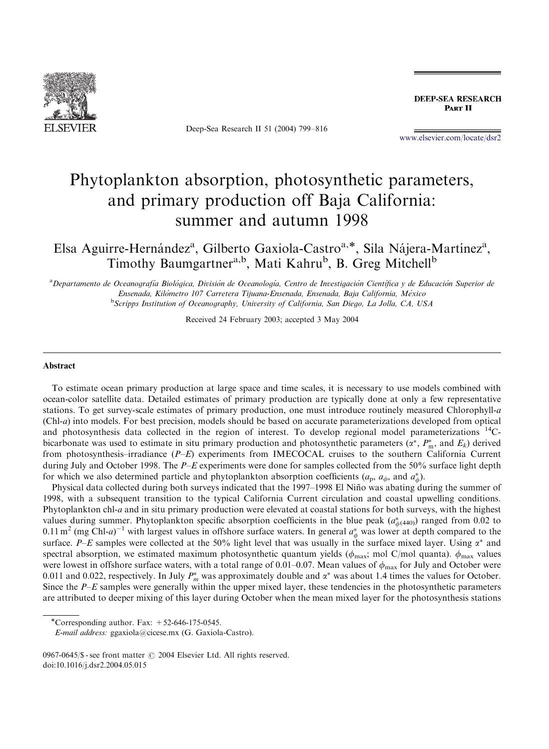# Phytoplankton absorption, photosynthetic parameters, and primary production off Baja California: summer and autumn 1998

Elsa Aguirre-Hernández[a], Gilberto Gaxiola-Castro[a,*], Sila Nájera-Martínez[a], Timothy Baumgartner[a,b], Mati Kahru[b], B. Greg Mitchell[b]

[a]Departamento de Oceanografía Biológica, División de Oceanología, Centro de Investigación Científica y de Educación Superior de Ensenada, Kilómetro 107 Carretera Tijuana-Ensenada, Ensenada, Baja California, México

[b]Scripps Institution of Oceanography, University of California, San Diego, La Jolla, CA, USA

Received 24 February 2003; accepted 3 May 2004

## Abstract

To estimate ocean primary production at large space and time scales, it is necessary to use models combined with ocean-color satellite data. Detailed estimates of primary production are typically done at only a few representative stations. To get survey-scale estimates of primary production, one must introduce routinely measured Chlorophyll-*a* (Chl-*a*) into models. For best precision, models should be based on accurate parameterizations developed from optical and photosynthesis data collected in the region of interest. To develop regional model parameterizations $^{14}$C-bicarbonate was used to estimate in situ primary production and photosynthetic parameters ($\alpha^*$, $P_m^*$, and $E_k$) derived from photosynthesis–irradiance ($P$–$E$) experiments from IMECOCAL cruises to the southern California Current during July and October 1998. The $P$–$E$ experiments were done for samples collected from the 50% surface light depth for which we also determined particle and phytoplankton absorption coefficients ($a_p$, $a_\phi$, and $a_\phi^*$).

Physical data collected during both surveys indicated that the 1997–1998 El Niño was abating during the summer of 1998, with a subsequent transition to the typical California Current circulation and coastal upwelling conditions. Phytoplankton chl-*a* and in situ primary production were elevated at coastal stations for both surveys, with the highest values during summer. Phytoplankton specific absorption coefficients in the blue peak ($a^*_{\phi(440)}$) ranged from 0.02 to 0.11 m$^2$ (mg Chl-*a*)$^{-1}$ with largest values in offshore surface waters. In general $a_\phi^*$ was lower at depth compared to the surface. $P$–$E$ samples were collected at the 50% light level that was usually in the surface mixed layer. Using $\alpha^*$ and spectral absorption, we estimated maximum photosynthetic quantum yields ($\phi_{max}$; mol C/mol quanta). $\phi_{max}$ values were lowest in offshore surface waters, with a total range of 0.01–0.07. Mean values of $\phi_{max}$ for July and October were 0.011 and 0.022, respectively. In July $P_m^*$ was approximately double and $\alpha^*$ was about 1.4 times the values for October. Since the $P$–$E$ samples were generally within the upper mixed layer, these tendencies in the photosynthetic parameters are attributed to deeper mixing of this layer during October when the mean mixed layer for the photosynthesis stations

*Corresponding author. Fax: +52-646-175-0545.
*E-mail address:* ggaxiola@cicese.mx (G. Gaxiola-Castro).

0967-0645/$ - see front matter © 2004 Elsevier Ltd. All rights reserved.
doi:10.1016/j.dsr2.2004.05.015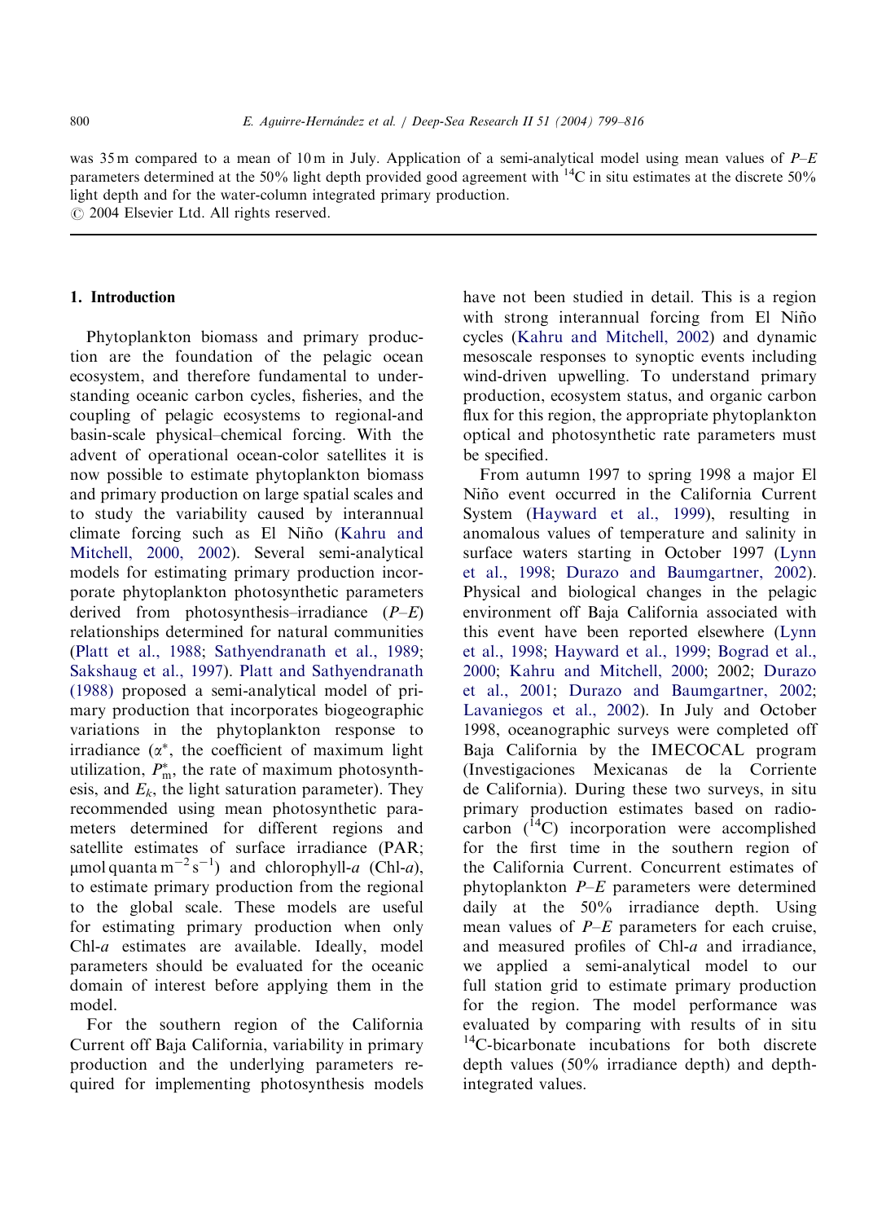was 35 m compared to a mean of 10 m in July. Application of a semi-analytical model using mean values of $P$–$E$ parameters determined at the 50% light depth provided good agreement with $^{14}C$ in situ estimates at the discrete 50% light depth and for the water-column integrated primary production.
© 2004 Elsevier Ltd. All rights reserved.

## 1. Introduction

Phytoplankton biomass and primary production are the foundation of the pelagic ocean ecosystem, and therefore fundamental to understanding oceanic carbon cycles, fisheries, and the coupling of pelagic ecosystems to regional-and basin-scale physical–chemical forcing. With the advent of operational ocean-color satellites it is now possible to estimate phytoplankton biomass and primary production on large spatial scales and to study the variability caused by interannual climate forcing such as El Niño (Kahru and Mitchell, 2000, 2002). Several semi-analytical models for estimating primary production incorporate phytoplankton photosynthetic parameters derived from photosynthesis–irradiance ($P$–$E$) relationships determined for natural communities (Platt et al., 1988; Sathyendranath et al., 1989; Sakshaug et al., 1997). Platt and Sathyendranath (1988) proposed a semi-analytical model of primary production that incorporates biogeographic variations in the phytoplankton response to irradiance ($\alpha^*$, the coefficient of maximum light utilization, $P^*_{\mathrm{m}}$, the rate of maximum photosynthesis, and $E_k$, the light saturation parameter). They recommended using mean photosynthetic parameters determined for different regions and satellite estimates of surface irradiance (PAR; $\mu$mol quanta m$^{-2}$ s$^{-1}$) and chlorophyll-$a$ (Chl-$a$), to estimate primary production from the regional to the global scale. These models are useful for estimating primary production when only Chl-$a$ estimates are available. Ideally, model parameters should be evaluated for the oceanic domain of interest before applying them in the model.

For the southern region of the California Current off Baja California, variability in primary production and the underlying parameters required for implementing photosynthesis models have not been studied in detail. This is a region with strong interannual forcing from El Niño cycles (Kahru and Mitchell, 2002) and dynamic mesoscale responses to synoptic events including wind-driven upwelling. To understand primary production, ecosystem status, and organic carbon flux for this region, the appropriate phytoplankton optical and photosynthetic rate parameters must be specified.

From autumn 1997 to spring 1998 a major El Niño event occurred in the California Current System (Hayward et al., 1999), resulting in anomalous values of temperature and salinity in surface waters starting in October 1997 (Lynn et al., 1998; Durazo and Baumgartner, 2002). Physical and biological changes in the pelagic environment off Baja California associated with this event have been reported elsewhere (Lynn et al., 1998; Hayward et al., 1999; Bograd et al., 2000; Kahru and Mitchell, 2000; 2002; Durazo et al., 2001; Durazo and Baumgartner, 2002; Lavaniegos et al., 2002). In July and October 1998, oceanographic surveys were completed off Baja California by the IMECOCAL program (Investigaciones Mexicanas de la Corriente de California). During these two surveys, in situ primary production estimates based on radiocarbon ($^{14}C$) incorporation were accomplished for the first time in the southern region of the California Current. Concurrent estimates of phytoplankton $P$–$E$ parameters were determined daily at the 50% irradiance depth. Using mean values of $P$–$E$ parameters for each cruise, and measured profiles of Chl-$a$ and irradiance, we applied a semi-analytical model to our full station grid to estimate primary production for the region. The model performance was evaluated by comparing with results of in situ $^{14}C$-bicarbonate incubations for both discrete depth values (50% irradiance depth) and depth-integrated values.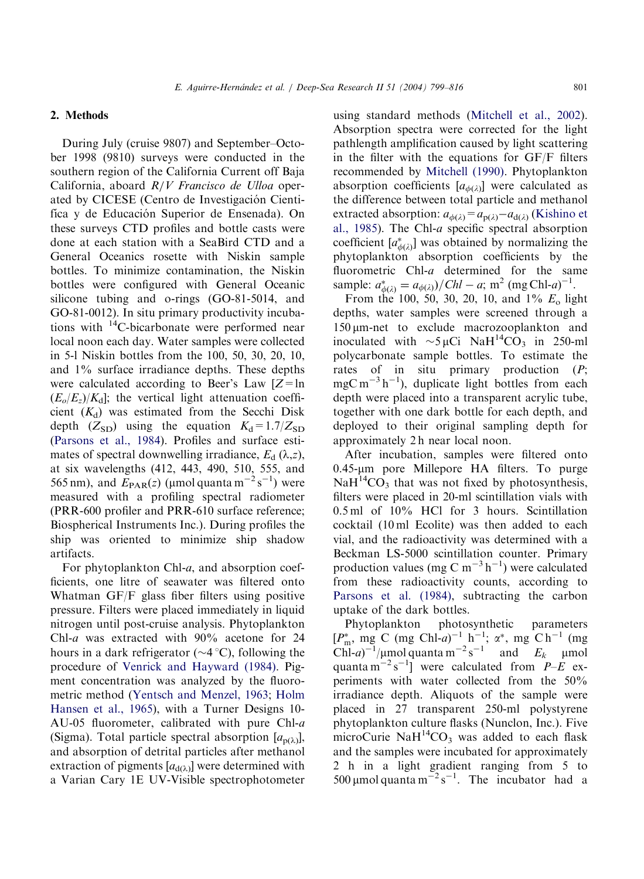## 2. Methods

During July (cruise 9807) and September–October 1998 (9810) surveys were conducted in the southern region of the California Current off Baja California, aboard *R/V Francisco de Ulloa* operated by CICESE (Centro de Investigación Cientifica y de Educación Superior de Ensenada). On these surveys CTD profiles and bottle casts were done at each station with a SeaBird CTD and a General Oceanics rosette with Niskin sample bottles. To minimize contamination, the Niskin bottles were configured with General Oceanic silicone tubing and o-rings (GO-81-5014, and GO-81-0012). In situ primary productivity incubations with $^{14}$C-bicarbonate were performed near local noon each day. Water samples were collected in 5-l Niskin bottles from the 100, 50, 30, 20, 10, and 1% surface irradiance depths. These depths were calculated according to Beer's Law [$Z = \ln(E_o/E_z)/K_d$]; the vertical light attenuation coefficient ($K_d$) was estimated from the Secchi Disk depth ($Z_{SD}$) using the equation $K_d = 1.7/Z_{SD}$ (Parsons et al., 1984). Profiles and surface estimates of spectral downwelling irradiance, $E_d(\lambda,z)$, at six wavelengths (412, 443, 490, 510, 555, and 565 nm), and $E_{PAR}(z)$ (μmol quanta $m^{-2}\,s^{-1}$) were measured with a profiling spectral radiometer (PRR-600 profiler and PRR-610 surface reference; Biospherical Instruments Inc.). During profiles the ship was oriented to minimize ship shadow artifacts.

For phytoplankton Chl-*a*, and absorption coefficients, one litre of seawater was filtered onto Whatman GF/F glass fiber filters using positive pressure. Filters were placed immediately in liquid nitrogen until post-cruise analysis. Phytoplankton Chl-*a* was extracted with 90% acetone for 24 hours in a dark refrigerator (~4 °C), following the procedure of Venrick and Hayward (1984). Pigment concentration was analyzed by the fluorometric method (Yentsch and Menzel, 1963; Holm Hansen et al., 1965), with a Turner Designs 10-AU-05 fluorometer, calibrated with pure Chl-*a* (Sigma). Total particle spectral absorption [$a_{p(\lambda)}$], and absorption of detrital particles after methanol extraction of pigments [$a_{d(\lambda)}$] were determined with a Varian Cary 1E UV-Visible spectrophotometer using standard methods (Mitchell et al., 2002). Absorption spectra were corrected for the light pathlength amplification caused by light scattering in the filter with the equations for GF/F filters recommended by Mitchell (1990). Phytoplankton absorption coefficients [$a_{\phi(\lambda)}$] were calculated as the difference between total particle and methanol extracted absorption: $a_{\phi(\lambda)} = a_{p(\lambda)} - a_{d(\lambda)}$ (Kishino et al., 1985). The Chl-*a* specific spectral absorption coefficient [$a^*_{\phi(\lambda)}$] was obtained by normalizing the phytoplankton absorption coefficients by the fluorometric Chl-*a* determined for the same sample: $a^*_{\phi(\lambda)} = a_{\phi(\lambda)})/Chl-a$; $m^2\,(mg\,Chl\text{-}a)^{-1}$.

From the 100, 50, 30, 20, 10, and 1% $E_o$ light depths, water samples were screened through a 150 μm-net to exclude macrozooplankton and inoculated with ~5 μCi $NaH^{14}CO_3$ in 250-ml polycarbonate sample bottles. To estimate the rates of in situ primary production ($P$; mgC $m^{-3}\,h^{-1}$), duplicate light bottles from each depth were placed into a transparent acrylic tube, together with one dark bottle for each depth, and deployed to their original sampling depth for approximately 2 h near local noon.

After incubation, samples were filtered onto 0.45-μm pore Millepore HA filters. To purge $NaH^{14}CO_3$ that was not fixed by photosynthesis, filters were placed in 20-ml scintillation vials with 0.5 ml of 10% HCl for 3 hours. Scintillation cocktail (10 ml Ecolite) was then added to each vial, and the radioactivity was determined with a Beckman LS-5000 scintillation counter. Primary production values (mg C $m^{-3}\,h^{-1}$) were calculated from these radioactivity counts, according to Parsons et al. (1984), subtracting the carbon uptake of the dark bottles.

Phytoplankton photosynthetic parameters [$P^*_m$, mg C (mg Chl-*a*)$^{-1}$ $h^{-1}$; $\alpha^*$, mg C $h^{-1}$ (mg Chl-*a*)$^{-1}$/μmol quanta $m^{-2}\,s^{-1}$ and $E_k$ μmol quanta $m^{-2}\,s^{-1}$] were calculated from $P$–$E$ experiments with water collected from the 50% irradiance depth. Aliquots of the sample were placed in 27 transparent 250-ml polystyrene phytoplankton culture flasks (Nunclon, Inc.). Five microCurie $NaH^{14}CO_3$ was added to each flask and the samples were incubated for approximately 2 h in a light gradient ranging from 5 to 500 μmol quanta $m^{-2}\,s^{-1}$. The incubator had a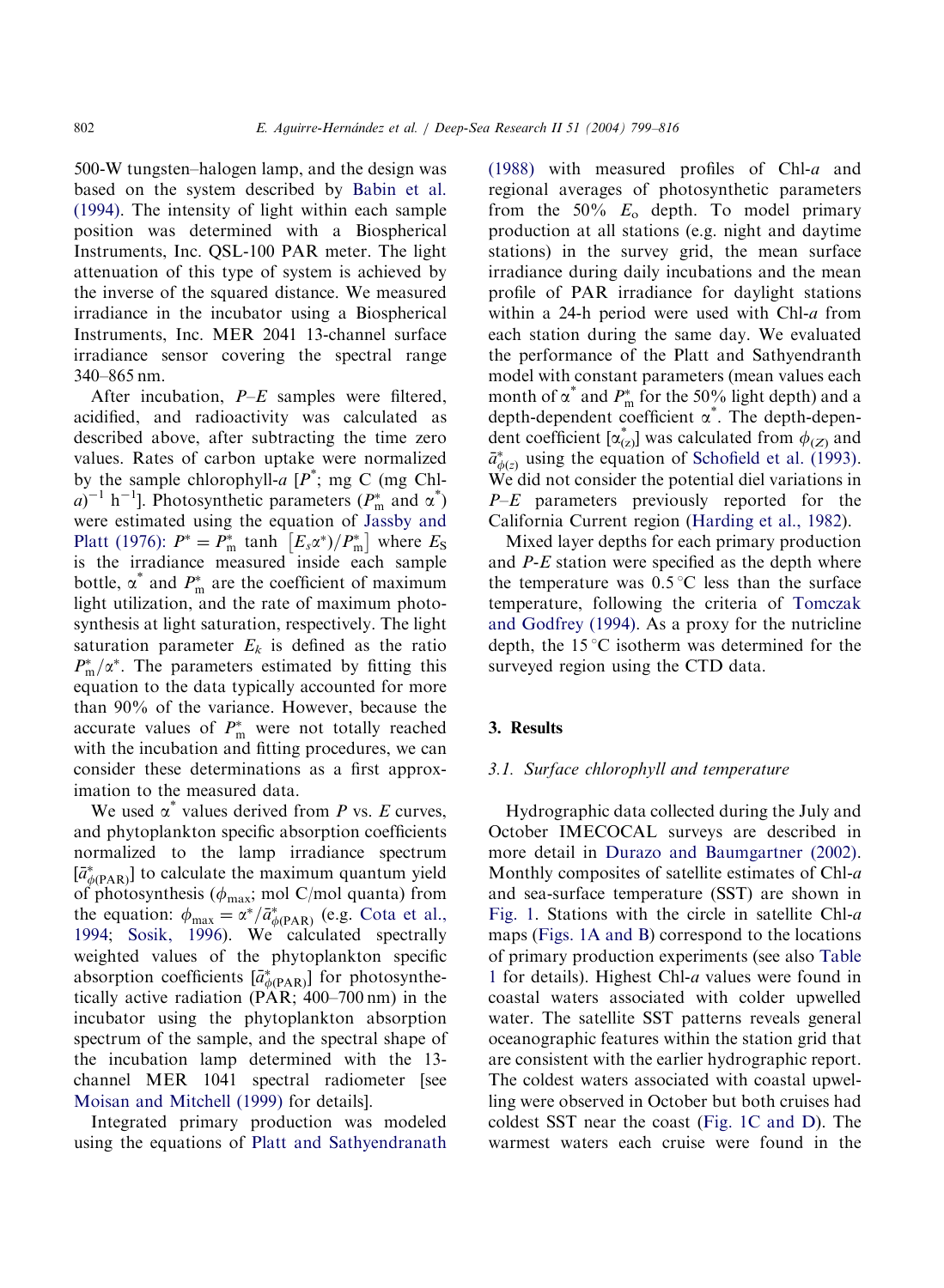500-W tungsten–halogen lamp, and the design was based on the system described by Babin et al. (1994). The intensity of light within each sample position was determined with a Biospherical Instruments, Inc. QSL-100 PAR meter. The light attenuation of this type of system is achieved by the inverse of the squared distance. We measured irradiance in the incubator using a Biospherical Instruments, Inc. MER 2041 13-channel surface irradiance sensor covering the spectral range 340–865 nm.

After incubation, $P$–$E$ samples were filtered, acidified, and radioactivity was calculated as described above, after subtracting the time zero values. Rates of carbon uptake were normalized by the sample chlorophyll-*a* [$P^*$; mg C (mg Chl-*a*)$^{-1}$ h$^{-1}$]. Photosynthetic parameters ($P^*_m$ and $\alpha^*$) were estimated using the equation of Jassby and Platt (1976): $P^* = P^*_m \tanh\left[E_s\alpha^*)/P^*_m\right]$ where $E_S$ is the irradiance measured inside each sample bottle, $\alpha^*$ and $P^*_m$ are the coefficient of maximum light utilization, and the rate of maximum photosynthesis at light saturation, respectively. The light saturation parameter $E_k$ is defined as the ratio $P^*_m/\alpha^*$. The parameters estimated by fitting this equation to the data typically accounted for more than 90% of the variance. However, because the accurate values of $P^*_m$ were not totally reached with the incubation and fitting procedures, we can consider these determinations as a first approximation to the measured data.

We used $\alpha^*$ values derived from $P$ vs. $E$ curves, and phytoplankton specific absorption coefficients normalized to the lamp irradiance spectrum [$\bar{a}^*_{\phi(\mathrm{PAR})}$] to calculate the maximum quantum yield of photosynthesis ($\phi_{\max}$; mol C/mol quanta) from the equation: $\phi_{\max} = \alpha^*/\bar{a}^*_{\phi(\mathrm{PAR})}$ (e.g. Cota et al., 1994; Sosik, 1996). We calculated spectrally weighted values of the phytoplankton specific absorption coefficients [$\bar{a}^*_{\phi(\mathrm{PAR})}$] for photosynthetically active radiation (PAR; 400–700 nm) in the incubator using the phytoplankton absorption spectrum of the sample, and the spectral shape of the incubation lamp determined with the 13-channel MER 1041 spectral radiometer [see Moisan and Mitchell (1999) for details].

Integrated primary production was modeled using the equations of Platt and Sathyendranath (1988) with measured profiles of Chl-*a* and regional averages of photosynthetic parameters from the 50% $E_o$ depth. To model primary production at all stations (e.g. night and daytime stations) in the survey grid, the mean surface irradiance during daily incubations and the mean profile of PAR irradiance for daylight stations within a 24-h period were used with Chl-*a* from each station during the same day. We evaluated the performance of the Platt and Sathyendranth model with constant parameters (mean values each month of $\alpha^*$ and $P^*_m$ for the 50% light depth) and a depth-dependent coefficient $\alpha^*$. The depth-dependent coefficient [$\alpha^*_{(z)}$] was calculated from $\phi_{(Z)}$ and $\bar{a}^*_{\phi(z)}$ using the equation of Schofield et al. (1993). We did not consider the potential diel variations in $P$–$E$ parameters previously reported for the California Current region (Harding et al., 1982).

Mixed layer depths for each primary production and $P$-$E$ station were specified as the depth where the temperature was 0.5 °C less than the surface temperature, following the criteria of Tomczak and Godfrey (1994). As a proxy for the nutricline depth, the 15 °C isotherm was determined for the surveyed region using the CTD data.

## 3. Results

### 3.1. Surface chlorophyll and temperature

Hydrographic data collected during the July and October IMECOCAL surveys are described in more detail in Durazo and Baumgartner (2002). Monthly composites of satellite estimates of Chl-*a* and sea-surface temperature (SST) are shown in Fig. 1. Stations with the circle in satellite Chl-*a* maps (Figs. 1A and B) correspond to the locations of primary production experiments (see also Table 1 for details). Highest Chl-*a* values were found in coastal waters associated with colder upwelled water. The satellite SST patterns reveals general oceanographic features within the station grid that are consistent with the earlier hydrographic report. The coldest waters associated with coastal upwelling were observed in October but both cruises had coldest SST near the coast (Fig. 1C and D). The warmest waters each cruise were found in the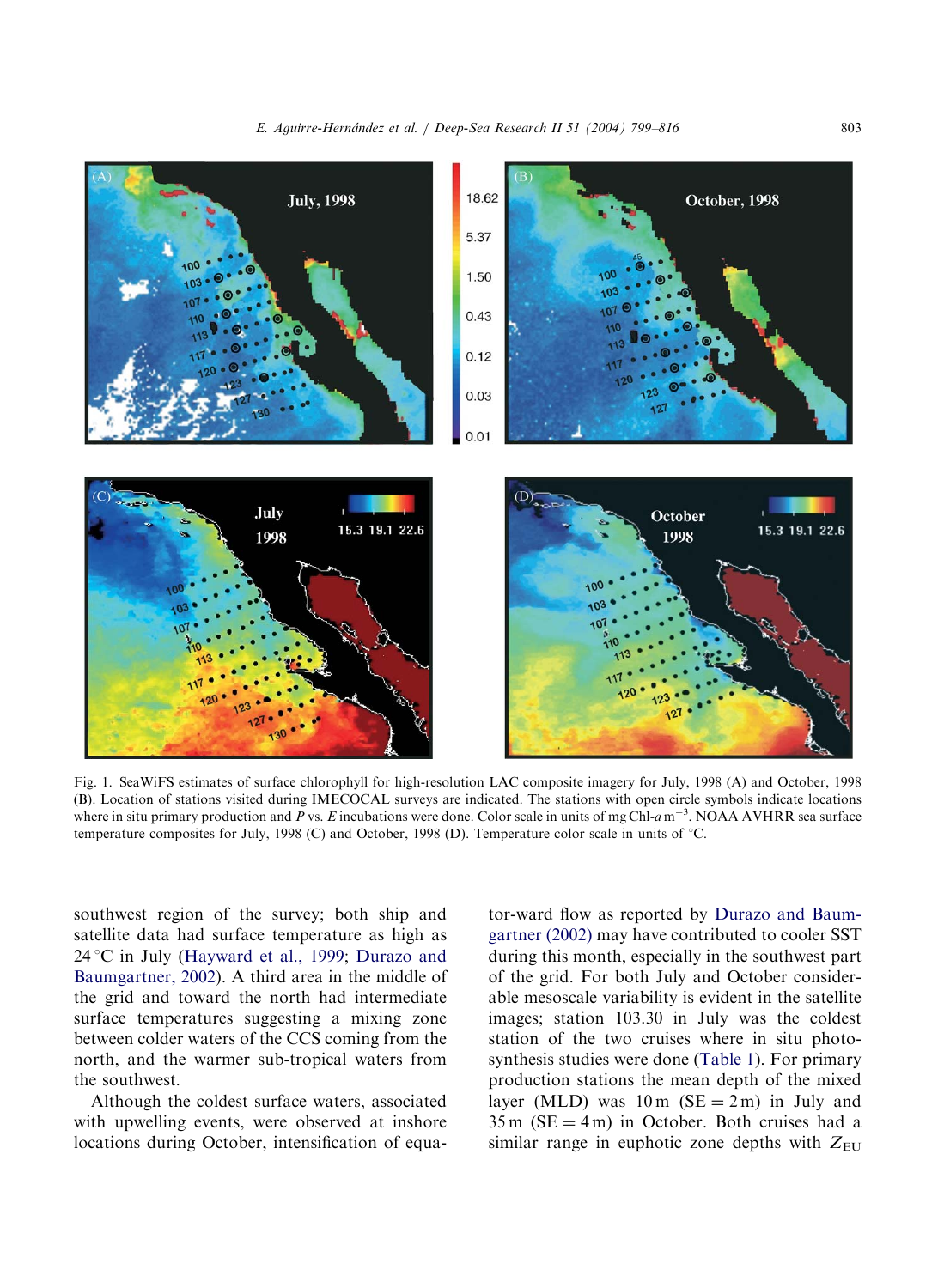Fig. 1. SeaWiFS estimates of surface chlorophyll for high-resolution LAC composite imagery for July, 1998 (A) and October, 1998 (B). Location of stations visited during IMECOCAL surveys are indicated. The stations with open circle symbols indicate locations where in situ primary production and $P$ vs. $E$ incubations were done. Color scale in units of mg Chl-$a$ m$^{-3}$. NOAA AVHRR sea surface temperature composites for July, 1998 (C) and October, 1998 (D). Temperature color scale in units of °C.

southwest region of the survey; both ship and satellite data had surface temperature as high as 24 °C in July (Hayward et al., 1999; Durazo and Baumgartner, 2002). A third area in the middle of the grid and toward the north had intermediate surface temperatures suggesting a mixing zone between colder waters of the CCS coming from the north, and the warmer sub-tropical waters from the southwest.

Although the coldest surface waters, associated with upwelling events, were observed at inshore locations during October, intensification of equator-ward flow as reported by Durazo and Baumgartner (2002) may have contributed to cooler SST during this month, especially in the southwest part of the grid. For both July and October considerable mesoscale variability is evident in the satellite images; station 103.30 in July was the coldest station of the two cruises where in situ photosynthesis studies were done (Table 1). For primary production stations the mean depth of the mixed layer (MLD) was 10 m (SE = 2 m) in July and 35 m (SE = 4 m) in October. Both cruises had a similar range in euphotic zone depths with $Z_{EU}$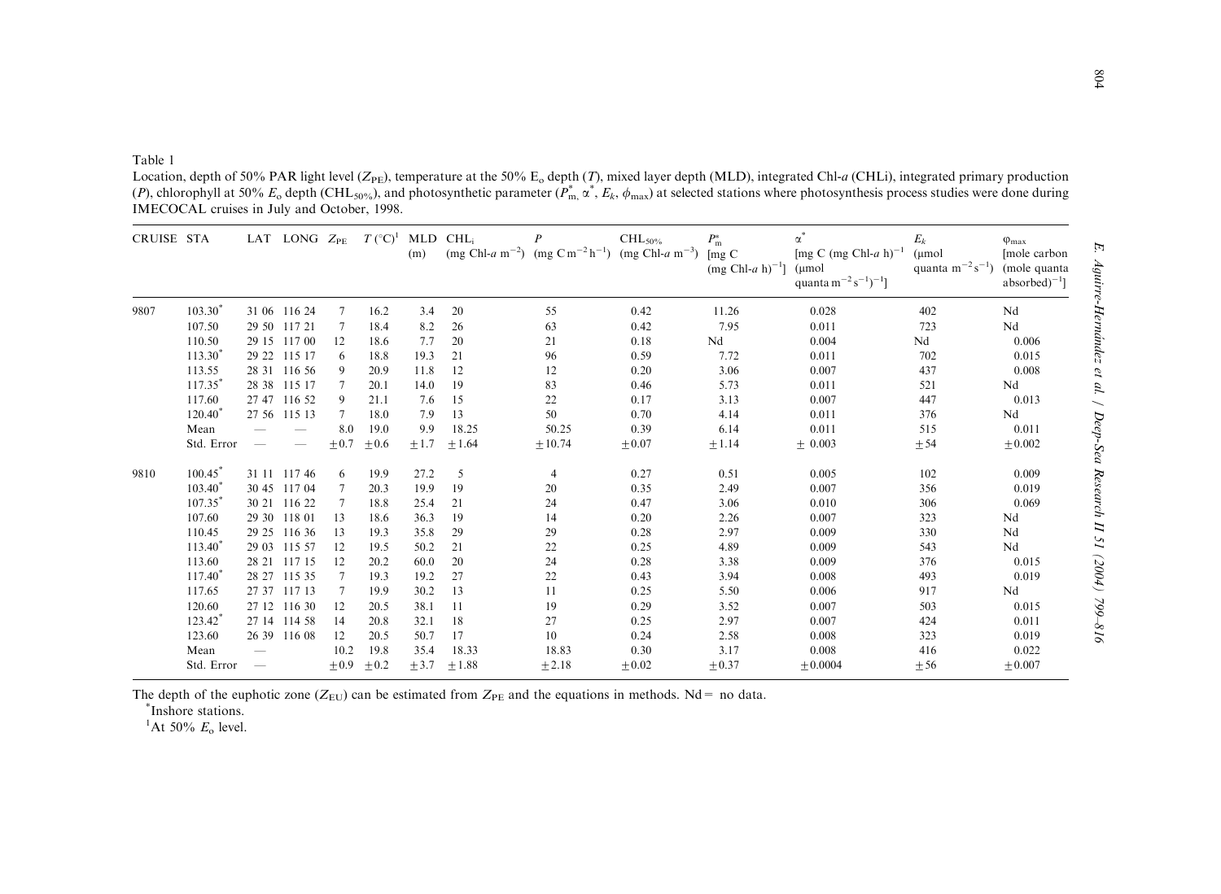Table 1

Location, depth of 50% PAR light level ($Z_{PE}$), temperature at the 50% $E_o$ depth ($T$), mixed layer depth (MLD), integrated Chl-*a* (CHLi), integrated primary production ($P$), chlorophyll at 50% $E_o$ depth ($CHL_{50\%}$), and photosynthetic parameter ($P^*_m$, $\alpha^*$, $E_k$, $\phi_{max}$) at selected stations where photosynthesis process studies were done during IMECOCAL cruises in July and October, 1998.

| CRUISE | STA | LAT | LONG | $Z_{PE}$ | $T$ (°C)[1] | MLD (m) | $CHL_i$ (mg Chl-*a* $m^{-2}$) | $P$ (mg C $m^{-2}$ $h^{-1}$) | $CHL_{50\%}$ (mg Chl-*a* $m^{-3}$) | $P^*_m$ [mg C (mg Chl-*a* h)$^{-1}$] | $\alpha^*$ [mg C (mg Chl-*a* h)$^{-1}$ (μmol quanta $m^{-2}$ $s^{-1}$)$^{-1}$] | $E_k$ (μmol quanta $m^{-2}$ $s^{-1}$) | $\varphi_{max}$ [mole carbon (mole quanta absorbed)$^{-1}$] |
|---|---|---|---|---|---|---|---|---|---|---|---|---|---|
| 9807 | 103.30* | 31 06 | 116 24 | 7 | 16.2 | 3.4 | 20 | 55 | 0.42 | 11.26 | 0.028 | 402 | Nd |
| | 107.50 | 29 50 | 117 21 | 7 | 18.4 | 8.2 | 26 | 63 | 0.42 | 7.95 | 0.011 | 723 | Nd |
| | 110.50 | 29 15 | 117 00 | 12 | 18.6 | 7.7 | 20 | 21 | 0.18 | Nd | 0.004 | Nd | 0.006 |
| | 113.30* | 29 22 | 115 17 | 6 | 18.8 | 19.3 | 21 | 96 | 0.59 | 7.72 | 0.011 | 702 | 0.015 |
| | 113.55 | 28 31 | 116 56 | 9 | 20.9 | 11.8 | 12 | 12 | 0.20 | 3.06 | 0.007 | 437 | 0.008 |
| | 117.35* | 28 38 | 115 17 | 7 | 20.1 | 14.0 | 19 | 83 | 0.46 | 5.73 | 0.011 | 521 | Nd |
| | 117.60 | 27 47 | 116 52 | 9 | 21.1 | 7.6 | 15 | 22 | 0.17 | 3.13 | 0.007 | 447 | 0.013 |
| | 120.40* | 27 56 | 115 13 | 7 | 18.0 | 7.9 | 13 | 50 | 0.70 | 4.14 | 0.011 | 376 | Nd |
| | Mean | — | — | 8.0 | 19.0 | 9.9 | 18.25 | 50.25 | 0.39 | 6.14 | 0.011 | 515 | 0.011 |
| | Std. Error | — | — | ±0.7 | ±0.6 | ±1.7 | ±1.64 | ±10.74 | ±0.07 | ±1.14 | ± 0.003 | ±54 | ±0.002 |
| 9810 | 100.45* | 31 11 | 117 46 | 6 | 19.9 | 27.2 | 5 | 4 | 0.27 | 0.51 | 0.005 | 102 | 0.009 |
| | 103.40* | 30 45 | 117 04 | 7 | 20.3 | 19.9 | 19 | 20 | 0.35 | 2.49 | 0.007 | 356 | 0.019 |
| | 107.35* | 30 21 | 116 22 | 7 | 18.8 | 25.4 | 21 | 24 | 0.47 | 3.06 | 0.010 | 306 | 0.069 |
| | 107.60 | 29 30 | 118 01 | 13 | 18.6 | 36.3 | 19 | 14 | 0.20 | 2.26 | 0.007 | 323 | Nd |
| | 110.45 | 29 25 | 116 36 | 13 | 19.3 | 35.8 | 29 | 29 | 0.28 | 2.97 | 0.009 | 330 | Nd |
| | 113.40* | 29 03 | 115 57 | 12 | 19.5 | 50.2 | 21 | 22 | 0.25 | 4.89 | 0.009 | 543 | Nd |
| | 113.60 | 28 21 | 117 15 | 12 | 20.2 | 60.0 | 20 | 24 | 0.28 | 3.38 | 0.009 | 376 | 0.015 |
| | 117.40* | 28 27 | 115 35 | 7 | 19.3 | 19.2 | 27 | 22 | 0.43 | 3.94 | 0.008 | 493 | 0.019 |
| | 117.65 | 27 37 | 117 13 | 7 | 19.9 | 30.2 | 13 | 11 | 0.25 | 5.50 | 0.006 | 917 | Nd |
| | 120.60 | 27 12 | 116 30 | 12 | 20.5 | 38.1 | 11 | 19 | 0.29 | 3.52 | 0.007 | 503 | 0.015 |
| | 123.42* | 27 14 | 114 58 | 14 | 20.8 | 32.1 | 18 | 27 | 0.25 | 2.97 | 0.007 | 424 | 0.011 |
| | 123.60 | 26 39 | 116 08 | 12 | 20.5 | 50.7 | 17 | 10 | 0.24 | 2.58 | 0.008 | 323 | 0.019 |
| | Mean | — | | 10.2 | 19.8 | 35.4 | 18.33 | 18.83 | 0.30 | 3.17 | 0.008 | 416 | 0.022 |
| | Std. Error | — | | ±0.9 | ±0.2 | ±3.7 | ±1.88 | ±2.18 | ±0.02 | ±0.37 | ±0.0004 | ±56 | ±0.007 |

The depth of the euphotic zone ($Z_{EU}$) can be estimated from $Z_{PE}$ and the equations in methods. Nd = no data.

*Inshore stations.

[1]At 50% $E_o$ level.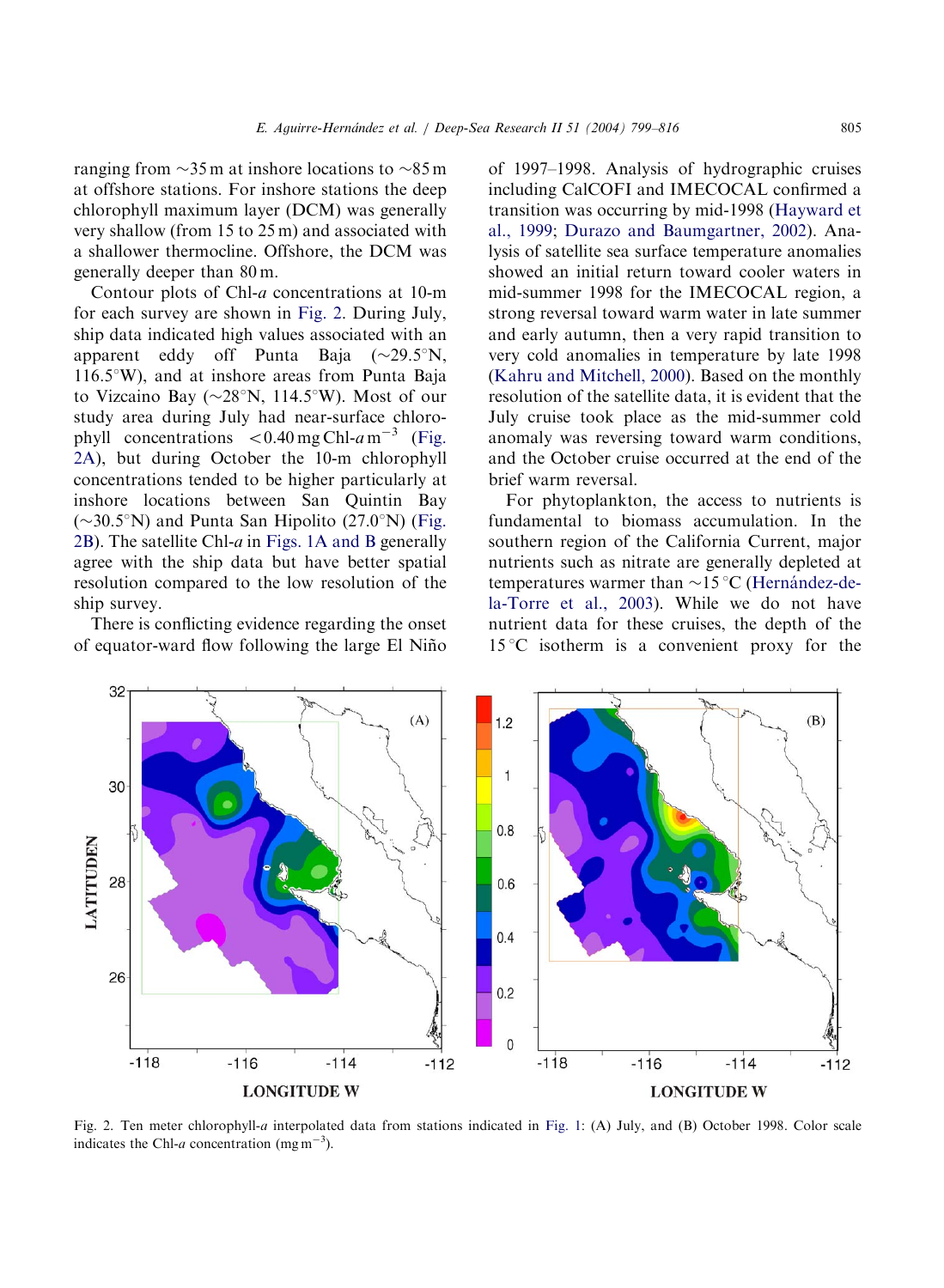ranging from ~35 m at inshore locations to ~85 m at offshore stations. For inshore stations the deep chlorophyll maximum layer (DCM) was generally very shallow (from 15 to 25 m) and associated with a shallower thermocline. Offshore, the DCM was generally deeper than 80 m.

Contour plots of Chl-*a* concentrations at 10-m for each survey are shown in Fig. 2. During July, ship data indicated high values associated with an apparent eddy off Punta Baja (~29.5°N, 116.5°W), and at inshore areas from Punta Baja to Vizcaino Bay (~28°N, 114.5°W). Most of our study area during July had near-surface chlorophyll concentrations $<0.40\,\mathrm{mg\,Chl}\text{-}a\,\mathrm{m}^{-3}$ (Fig. 2A), but during October the 10-m chlorophyll concentrations tended to be higher particularly at inshore locations between San Quintin Bay (~30.5°N) and Punta San Hipolito (27.0°N) (Fig. 2B). The satellite Chl-*a* in Figs. 1A and B generally agree with the ship data but have better spatial resolution compared to the low resolution of the ship survey.

There is conflicting evidence regarding the onset of equator-ward flow following the large El Niño of 1997–1998. Analysis of hydrographic cruises including CalCOFI and IMECOCAL confirmed a transition was occurring by mid-1998 (Hayward et al., 1999; Durazo and Baumgartner, 2002). Analysis of satellite sea surface temperature anomalies showed an initial return toward cooler waters in mid-summer 1998 for the IMECOCAL region, a strong reversal toward warm water in late summer and early autumn, then a very rapid transition to very cold anomalies in temperature by late 1998 (Kahru and Mitchell, 2000). Based on the monthly resolution of the satellite data, it is evident that the July cruise took place as the mid-summer cold anomaly was reversing toward warm conditions, and the October cruise occurred at the end of the brief warm reversal.

For phytoplankton, the access to nutrients is fundamental to biomass accumulation. In the southern region of the California Current, major nutrients such as nitrate are generally depleted at temperatures warmer than ~15 °C (Hernández-de-la-Torre et al., 2003). While we do not have nutrient data for these cruises, the depth of the 15 °C isotherm is a convenient proxy for the

Fig. 2. Ten meter chlorophyll-*a* interpolated data from stations indicated in Fig. 1: (A) July, and (B) October 1998. Color scale indicates the Chl-*a* concentration ($\mathrm{mg\,m}^{-3}$).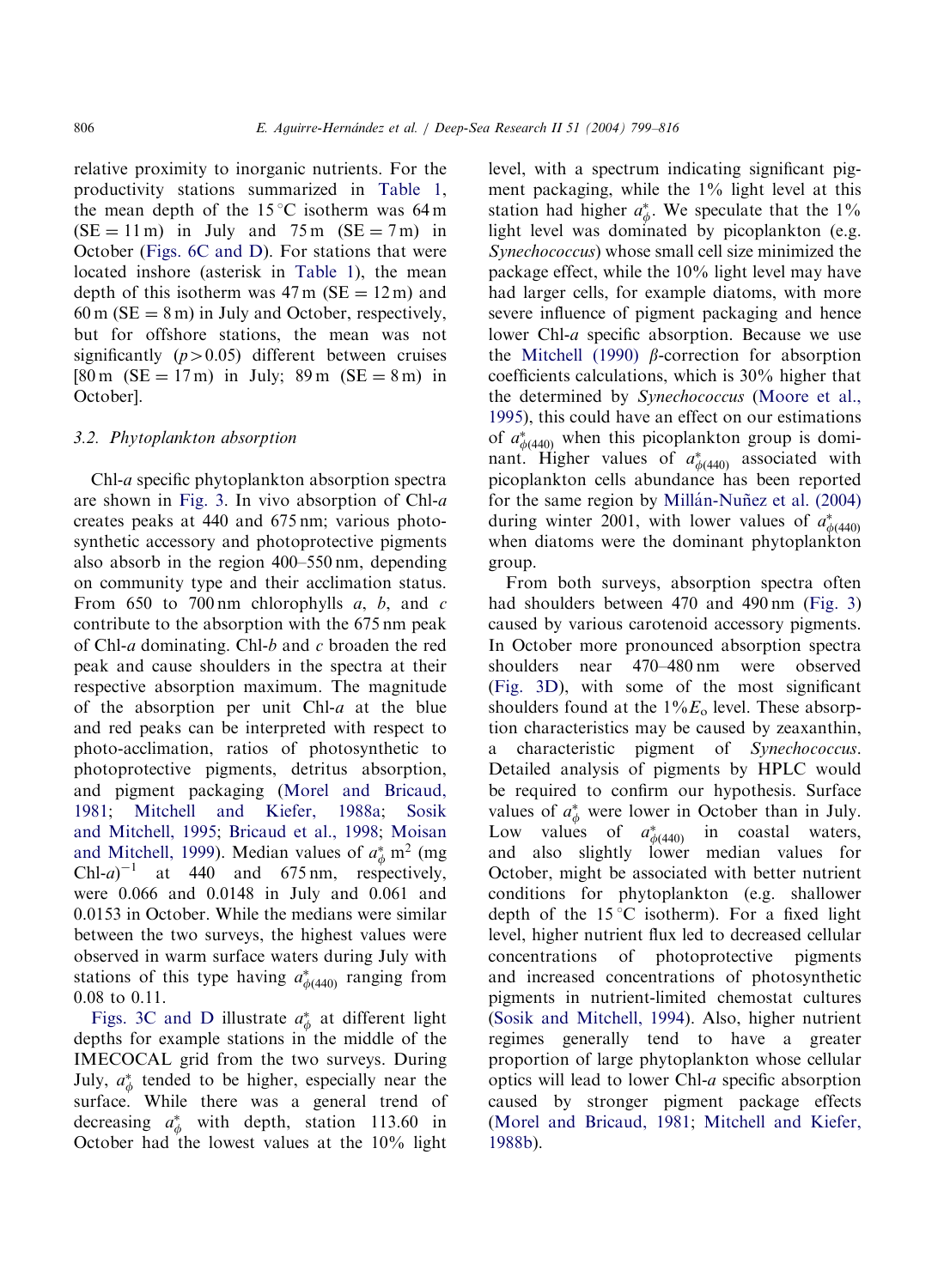relative proximity to inorganic nutrients. For the productivity stations summarized in Table 1, the mean depth of the 15 °C isotherm was 64 m (SE = 11 m) in July and 75 m (SE = 7 m) in October (Figs. 6C and D). For stations that were located inshore (asterisk in Table 1), the mean depth of this isotherm was 47 m (SE = 12 m) and 60 m (SE = 8 m) in July and October, respectively, but for offshore stations, the mean was not significantly ($p > 0.05$) different between cruises [80 m (SE = 17 m) in July; 89 m (SE = 8 m) in October].

### 3.2. Phytoplankton absorption

Chl-*a* specific phytoplankton absorption spectra are shown in Fig. 3. In vivo absorption of Chl-*a* creates peaks at 440 and 675 nm; various photosynthetic accessory and photoprotective pigments also absorb in the region 400–550 nm, depending on community type and their acclimation status. From 650 to 700 nm chlorophylls *a*, *b*, and *c* contribute to the absorption with the 675 nm peak of Chl-*a* dominating. Chl-*b* and *c* broaden the red peak and cause shoulders in the spectra at their respective absorption maximum. The magnitude of the absorption per unit Chl-*a* at the blue and red peaks can be interpreted with respect to photo-acclimation, ratios of photosynthetic to photoprotective pigments, detritus absorption, and pigment packaging (Morel and Bricaud, 1981; Mitchell and Kiefer, 1988a; Sosik and Mitchell, 1995; Bricaud et al., 1998; Moisan and Mitchell, 1999). Median values of $a^*_\phi$ m$^2$ (mg Chl-*a*)$^{-1}$ at 440 and 675 nm, respectively, were 0.066 and 0.0148 in July and 0.061 and 0.0153 in October. While the medians were similar between the two surveys, the highest values were observed in warm surface waters during July with stations of this type having $a^*_{\phi(440)}$ ranging from 0.08 to 0.11.

Figs. 3C and D illustrate $a^*_\phi$ at different light depths for example stations in the middle of the IMECOCAL grid from the two surveys. During July, $a^*_\phi$ tended to be higher, especially near the surface. While there was a general trend of decreasing $a^*_\phi$ with depth, station 113.60 in October had the lowest values at the 10% light level, with a spectrum indicating significant pigment packaging, while the 1% light level at this station had higher $a^*_\phi$. We speculate that the 1% light level was dominated by picoplankton (e.g. *Synechococcus*) whose small cell size minimized the package effect, while the 10% light level may have had larger cells, for example diatoms, with more severe influence of pigment packaging and hence lower Chl-*a* specific absorption. Because we use the Mitchell (1990) $\beta$-correction for absorption coefficients calculations, which is 30% higher that the determined by *Synechococcus* (Moore et al., 1995), this could have an effect on our estimations of $a^*_{\phi(440)}$ when this picoplankton group is dominant. Higher values of $a^*_{\phi(440)}$ associated with picoplankton cells abundance has been reported for the same region by Millán-Nuñez et al. (2004) during winter 2001, with lower values of $a^*_{\phi(440)}$ when diatoms were the dominant phytoplankton group.

From both surveys, absorption spectra often had shoulders between 470 and 490 nm (Fig. 3) caused by various carotenoid accessory pigments. In October more pronounced absorption spectra shoulders near 470–480 nm were observed (Fig. 3D), with some of the most significant shoulders found at the 1%$E_o$ level. These absorption characteristics may be caused by zeaxanthin, a characteristic pigment of *Synechococcus*. Detailed analysis of pigments by HPLC would be required to confirm our hypothesis. Surface values of $a^*_\phi$ were lower in October than in July. Low values of $a^*_{\phi(440)}$ in coastal waters, and also slightly lower median values for October, might be associated with better nutrient conditions for phytoplankton (e.g. shallower depth of the 15 °C isotherm). For a fixed light level, higher nutrient flux led to decreased cellular concentrations of photoprotective pigments and increased concentrations of photosynthetic pigments in nutrient-limited chemostat cultures (Sosik and Mitchell, 1994). Also, higher nutrient regimes generally tend to have a greater proportion of large phytoplankton whose cellular optics will lead to lower Chl-*a* specific absorption caused by stronger pigment package effects (Morel and Bricaud, 1981; Mitchell and Kiefer, 1988b).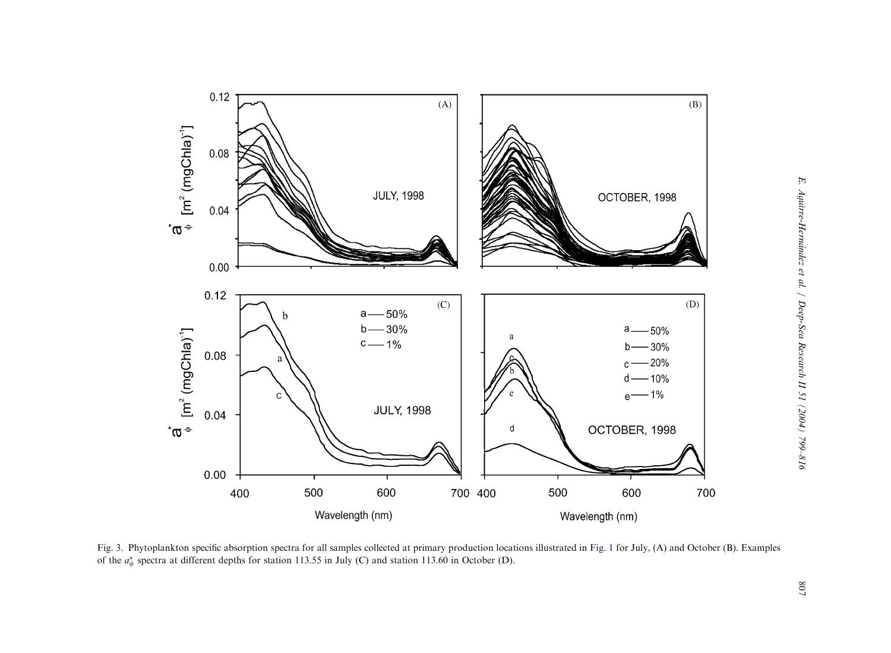Fig. 3. Phytoplankton specific absorption spectra for all samples collected at primary production locations illustrated in Fig. 1 for July, (A) and October (B). Examples of the $a^*_\phi$ spectra at different depths for station 113.55 in July (C) and station 113.60 in October (D).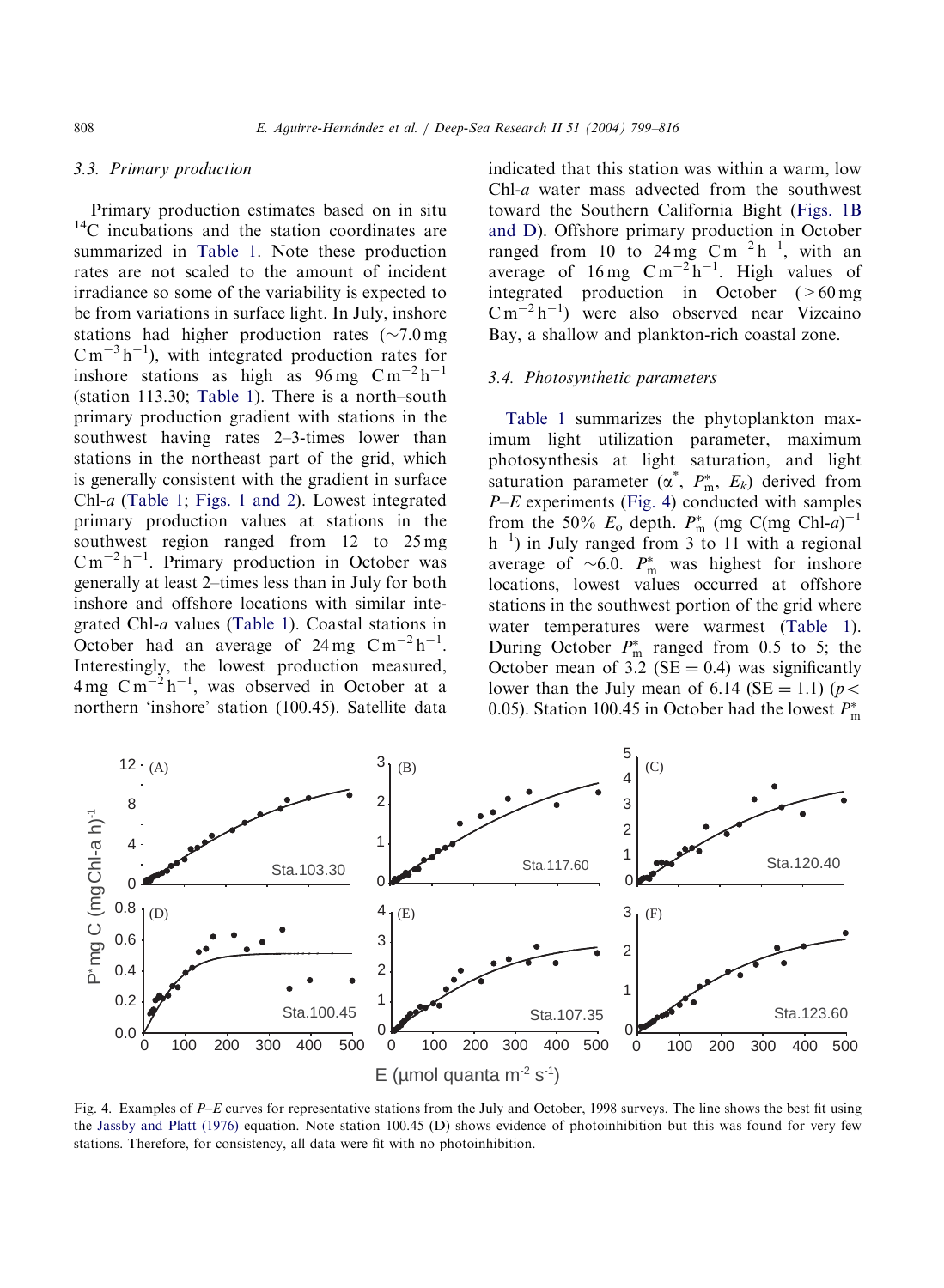### 3.3. Primary production

Primary production estimates based on in situ $^{14}C$ incubations and the station coordinates are summarized in Table 1. Note these production rates are not scaled to the amount of incident irradiance so some of the variability is expected to be from variations in surface light. In July, inshore stations had higher production rates (~7.0 mg $C\,m^{-3}\,h^{-1}$), with integrated production rates for inshore stations as high as 96 mg $C\,m^{-2}\,h^{-1}$ (station 113.30; Table 1). There is a north–south primary production gradient with stations in the southwest having rates 2–3-times lower than stations in the northeast part of the grid, which is generally consistent with the gradient in surface Chl-*a* (Table 1; Figs. 1 and 2). Lowest integrated primary production values at stations in the southwest region ranged from 12 to 25 mg $C\,m^{-2}\,h^{-1}$. Primary production in October was generally at least 2–times less than in July for both inshore and offshore locations with similar integrated Chl-*a* values (Table 1). Coastal stations in October had an average of 24 mg $C\,m^{-2}\,h^{-1}$. Interestingly, the lowest production measured, 4 mg $C\,m^{-2}\,h^{-1}$, was observed in October at a northern 'inshore' station (100.45). Satellite data indicated that this station was within a warm, low Chl-*a* water mass advected from the southwest toward the Southern California Bight (Figs. 1B and D). Offshore primary production in October ranged from 10 to 24 mg $C\,m^{-2}\,h^{-1}$, with an average of 16 mg $C\,m^{-2}\,h^{-1}$. High values of integrated production in October (>60 mg $C\,m^{-2}\,h^{-1}$) were also observed near Vizcaino Bay, a shallow and plankton-rich coastal zone.

### 3.4. Photosynthetic parameters

Table 1 summarizes the phytoplankton maximum light utilization parameter, maximum photosynthesis at light saturation, and light saturation parameter ($\alpha^*$, $P^*_m$, $E_k$) derived from *P–E* experiments (Fig. 4) conducted with samples from the 50% $E_o$ depth. $P^*_m$ (mg C(mg Chl-*a*)$^{-1}$ h$^{-1}$) in July ranged from 3 to 11 with a regional average of ~6.0. $P^*_m$ was highest for inshore locations, lowest values occurred at offshore stations in the southwest portion of the grid where water temperatures were warmest (Table 1). During October $P^*_m$ ranged from 0.5 to 5; the October mean of 3.2 (SE = 0.4) was significantly lower than the July mean of 6.14 (SE = 1.1) ($p < 0.05$). Station 100.45 in October had the lowest $P^*_m$

Fig. 4. Examples of *P–E* curves for representative stations from the July and October, 1998 surveys. The line shows the best fit using the Jassby and Platt (1976) equation. Note station 100.45 (D) shows evidence of photoinhibition but this was found for very few stations. Therefore, for consistency, all data were fit with no photoinhibition.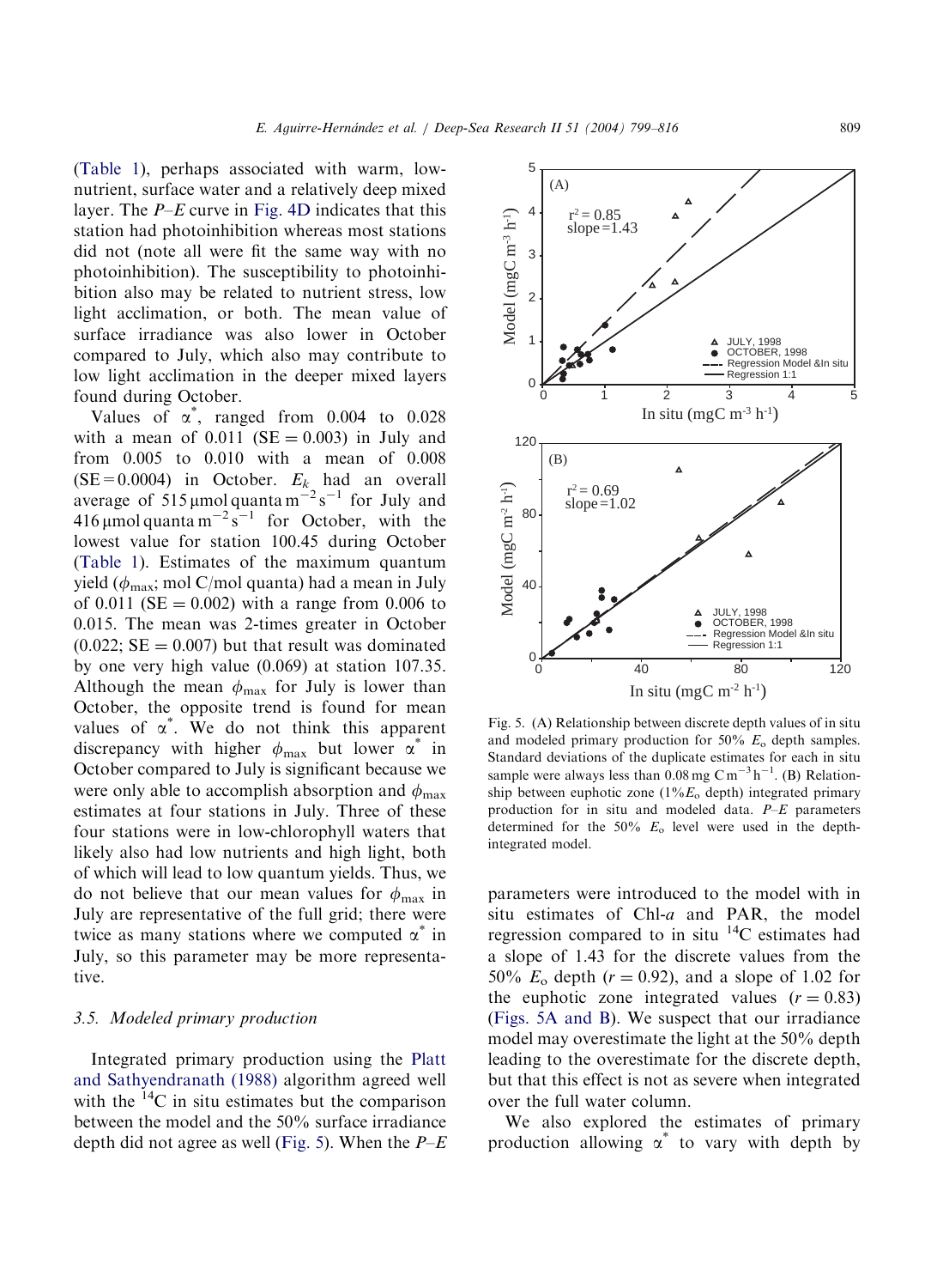(Table 1), perhaps associated with warm, low-nutrient, surface water and a relatively deep mixed layer. The $P$–$E$ curve in Fig. 4D indicates that this station had photoinhibition whereas most stations did not (note all were fit the same way with no photoinhibition). The susceptibility to photoinhibition also may be related to nutrient stress, low light acclimation, or both. The mean value of surface irradiance was also lower in October compared to July, which also may contribute to low light acclimation in the deeper mixed layers found during October.

Values of $\alpha^*$, ranged from 0.004 to 0.028 with a mean of 0.011 (SE = 0.003) in July and from 0.005 to 0.010 with a mean of 0.008 (SE = 0.0004) in October. $E_k$ had an overall average of 515 μmol quanta $m^{-2}\,s^{-1}$ for July and 416 μmol quanta $m^{-2}\,s^{-1}$ for October, with the lowest value for station 100.45 during October (Table 1). Estimates of the maximum quantum yield ($\phi_{max}$; mol C/mol quanta) had a mean in July of 0.011 (SE = 0.002) with a range from 0.006 to 0.015. The mean was 2-times greater in October (0.022; SE = 0.007) but that result was dominated by one very high value (0.069) at station 107.35. Although the mean $\phi_{max}$ for July is lower than October, the opposite trend is found for mean values of $\alpha^*$. We do not think this apparent discrepancy with higher $\phi_{max}$ but lower $\alpha^*$ in October compared to July is significant because we were only able to accomplish absorption and $\phi_{max}$ estimates at four stations in July. Three of these four stations were in low-chlorophyll waters that likely also had low nutrients and high light, both of which will lead to low quantum yields. Thus, we do not believe that our mean values for $\phi_{max}$ in July are representative of the full grid; there were twice as many stations where we computed $\alpha^*$ in July, so this parameter may be more representative.

### 3.5. Modeled primary production

Integrated primary production using the Platt and Sathyendranath (1988) algorithm agreed well with the $^{14}C$ in situ estimates but the comparison between the model and the 50% surface irradiance depth did not agree as well (Fig. 5). When the $P$–$E$ parameters were introduced to the model with in situ estimates of Chl-*a* and PAR, the model regression compared to in situ $^{14}C$ estimates had a slope of 1.43 for the discrete values from the 50% $E_o$ depth ($r = 0.92$), and a slope of 1.02 for the euphotic zone integrated values ($r = 0.83$) (Figs. 5A and B). We suspect that our irradiance model may overestimate the light at the 50% depth leading to the overestimate for the discrete depth, but that this effect is not as severe when integrated over the full water column.

Fig. 5. (A) Relationship between discrete depth values of in situ and modeled primary production for 50% $E_o$ depth samples. Standard deviations of the duplicate estimates for each in situ sample were always less than 0.08 mg C $m^{-3}\,h^{-1}$. (B) Relationship between euphotic zone (1% $E_o$ depth) integrated primary production for in situ and modeled data. $P$–$E$ parameters determined for the 50% $E_o$ level were used in the depth-integrated model.

We also explored the estimates of primary production allowing $\alpha^*$ to vary with depth by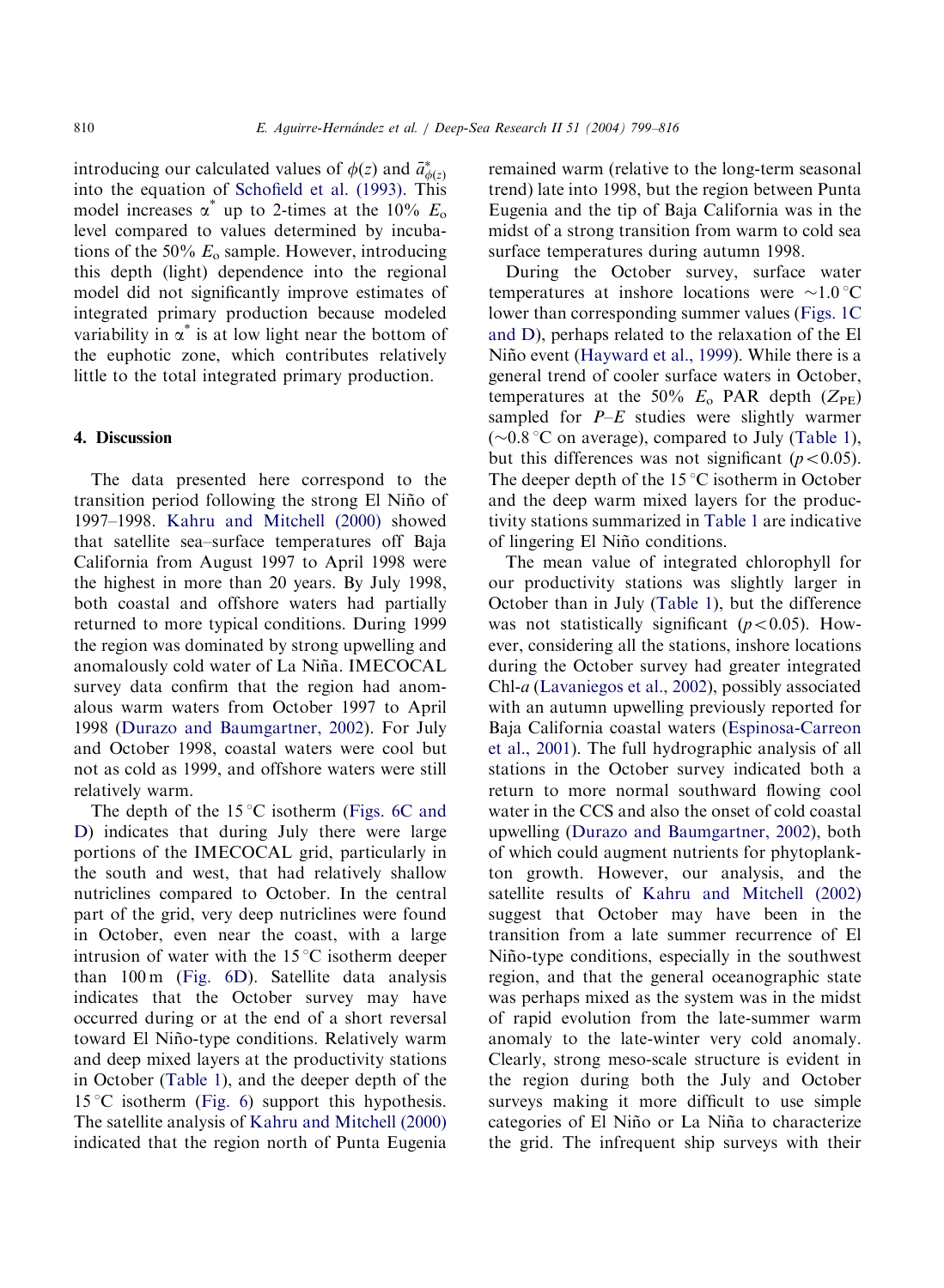introducing our calculated values of $\phi(z)$ and $\bar{a}^*_{\phi(z)}$ into the equation of Schofield et al. (1993). This model increases $\alpha^*$ up to 2-times at the 10% $E_o$ level compared to values determined by incubations of the 50% $E_o$ sample. However, introducing this depth (light) dependence into the regional model did not significantly improve estimates of integrated primary production because modeled variability in $\alpha^*$ is at low light near the bottom of the euphotic zone, which contributes relatively little to the total integrated primary production.

## 4. Discussion

The data presented here correspond to the transition period following the strong El Niño of 1997–1998. Kahru and Mitchell (2000) showed that satellite sea–surface temperatures off Baja California from August 1997 to April 1998 were the highest in more than 20 years. By July 1998, both coastal and offshore waters had partially returned to more typical conditions. During 1999 the region was dominated by strong upwelling and anomalously cold water of La Niña. IMECOCAL survey data confirm that the region had anomalous warm waters from October 1997 to April 1998 (Durazo and Baumgartner, 2002). For July and October 1998, coastal waters were cool but not as cold as 1999, and offshore waters were still relatively warm.

The depth of the 15 °C isotherm (Figs. 6C and D) indicates that during July there were large portions of the IMECOCAL grid, particularly in the south and west, that had relatively shallow nutriclines compared to October. In the central part of the grid, very deep nutriclines were found in October, even near the coast, with a large intrusion of water with the 15 °C isotherm deeper than 100 m (Fig. 6D). Satellite data analysis indicates that the October survey may have occurred during or at the end of a short reversal toward El Niño-type conditions. Relatively warm and deep mixed layers at the productivity stations in October (Table 1), and the deeper depth of the 15 °C isotherm (Fig. 6) support this hypothesis. The satellite analysis of Kahru and Mitchell (2000) indicated that the region north of Punta Eugenia remained warm (relative to the long-term seasonal trend) late into 1998, but the region between Punta Eugenia and the tip of Baja California was in the midst of a strong transition from warm to cold sea surface temperatures during autumn 1998.

During the October survey, surface water temperatures at inshore locations were ~1.0 °C lower than corresponding summer values (Figs. 1C and D), perhaps related to the relaxation of the El Niño event (Hayward et al., 1999). While there is a general trend of cooler surface waters in October, temperatures at the 50% $E_o$ PAR depth ($Z_{PE}$) sampled for $P$–$E$ studies were slightly warmer (~0.8 °C on average), compared to July (Table 1), but this differences was not significant ($p<0.05$). The deeper depth of the 15 °C isotherm in October and the deep warm mixed layers for the productivity stations summarized in Table 1 are indicative of lingering El Niño conditions.

The mean value of integrated chlorophyll for our productivity stations was slightly larger in October than in July (Table 1), but the difference was not statistically significant ($p<0.05$). However, considering all the stations, inshore locations during the October survey had greater integrated Chl-*a* (Lavaniegos et al., 2002), possibly associated with an autumn upwelling previously reported for Baja California coastal waters (Espinosa-Carreon et al., 2001). The full hydrographic analysis of all stations in the October survey indicated both a return to more normal southward flowing cool water in the CCS and also the onset of cold coastal upwelling (Durazo and Baumgartner, 2002), both of which could augment nutrients for phytoplankton growth. However, our analysis, and the satellite results of Kahru and Mitchell (2002) suggest that October may have been in the transition from a late summer recurrence of El Niño-type conditions, especially in the southwest region, and that the general oceanographic state was perhaps mixed as the system was in the midst of rapid evolution from the late-summer warm anomaly to the late-winter very cold anomaly. Clearly, strong meso-scale structure is evident in the region during both the July and October surveys making it more difficult to use simple categories of El Niño or La Niña to characterize the grid. The infrequent ship surveys with their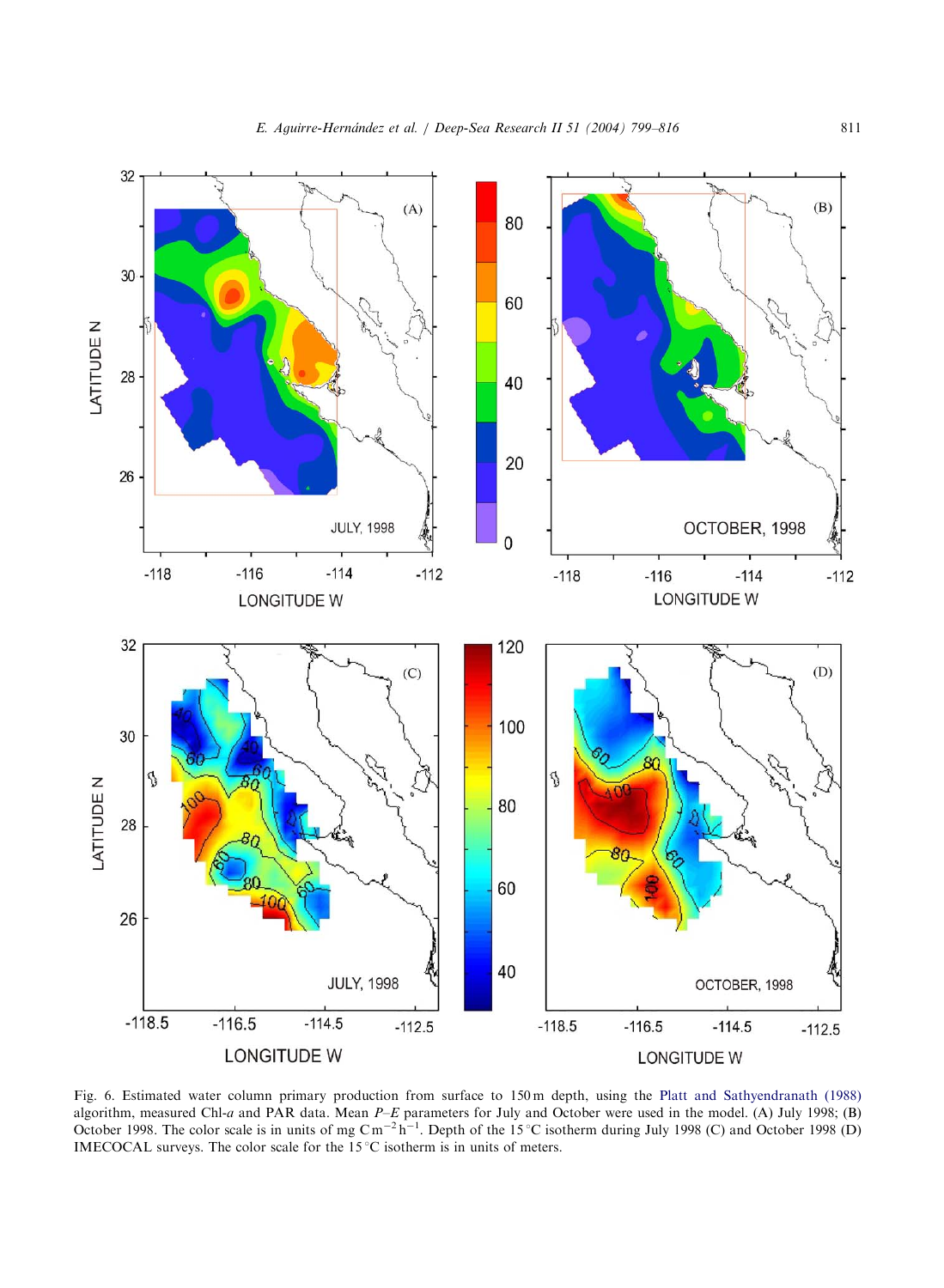Fig. 6. Estimated water column primary production from surface to 150 m depth, using the Platt and Sathyendranath (1988) algorithm, measured Chl-*a* and PAR data. Mean *P–E* parameters for July and October were used in the model. (A) July 1998; (B) October 1998. The color scale is in units of mg C m$^{-2}$ h$^{-1}$. Depth of the 15 °C isotherm during July 1998 (C) and October 1998 (D) IMECOCAL surveys. The color scale for the 15 °C isotherm is in units of meters.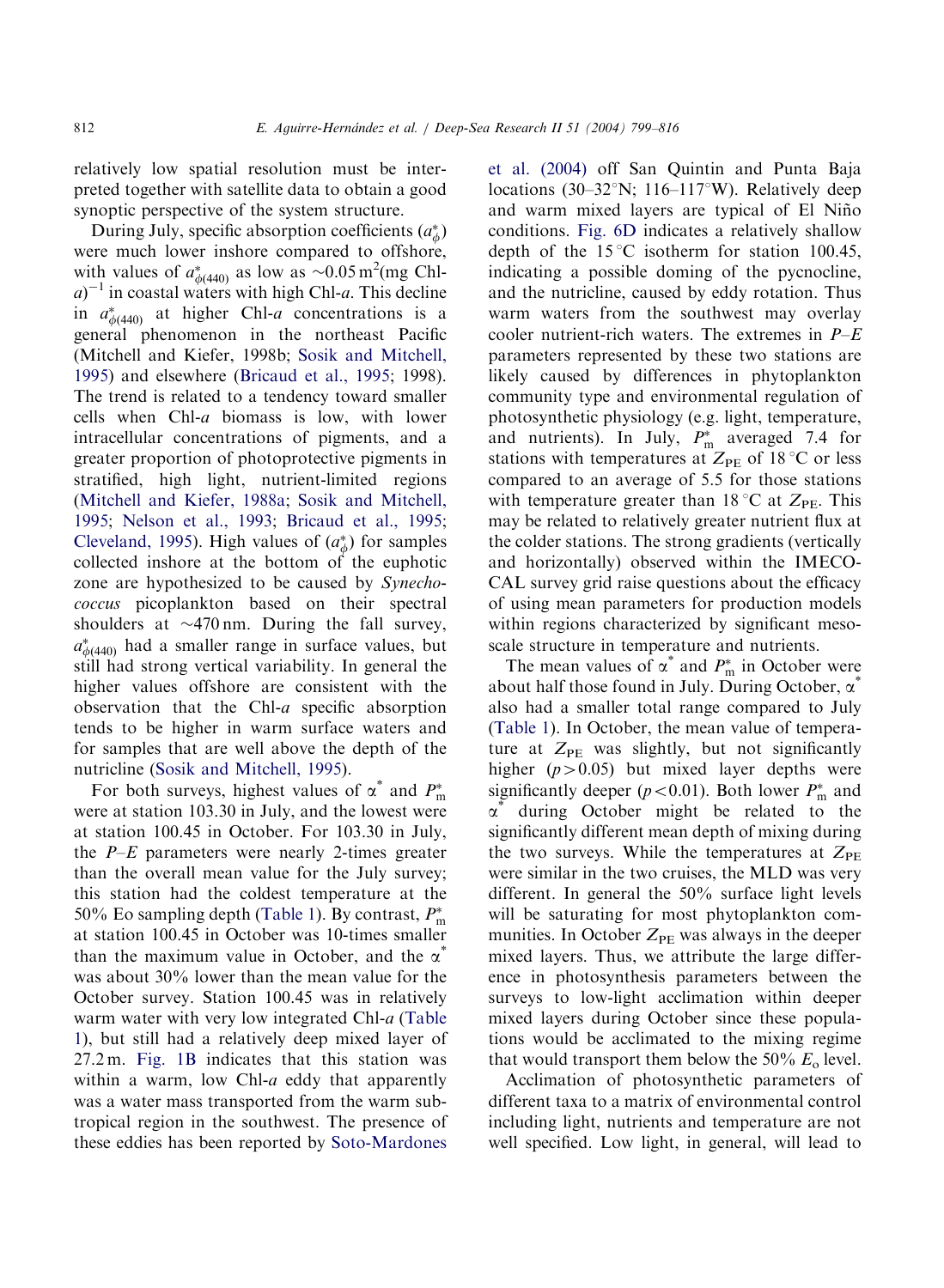relatively low spatial resolution must be interpreted together with satellite data to obtain a good synoptic perspective of the system structure.

During July, specific absorption coefficients ($a^*_\phi$) were much lower inshore compared to offshore, with values of $a^*_{\phi(440)}$ as low as ~0.05 $m^2$(mg Chl-$a$)$^{-1}$ in coastal waters with high Chl-$a$. This decline in $a^*_{\phi(440)}$ at higher Chl-$a$ concentrations is a general phenomenon in the northeast Pacific (Mitchell and Kiefer, 1998b; Sosik and Mitchell, 1995) and elsewhere (Bricaud et al., 1995; 1998). The trend is related to a tendency toward smaller cells when Chl-$a$ biomass is low, with lower intracellular concentrations of pigments, and a greater proportion of photoprotective pigments in stratified, high light, nutrient-limited regions (Mitchell and Kiefer, 1988a; Sosik and Mitchell, 1995; Nelson et al., 1993; Bricaud et al., 1995; Cleveland, 1995). High values of ($a^*_\phi$) for samples collected inshore at the bottom of the euphotic zone are hypothesized to be caused by *Synechococcus* picoplankton based on their spectral shoulders at ~470 nm. During the fall survey, $a^*_{\phi(440)}$ had a smaller range in surface values, but still had strong vertical variability. In general the higher values offshore are consistent with the observation that the Chl-$a$ specific absorption tends to be higher in warm surface waters and for samples that are well above the depth of the nutricline (Sosik and Mitchell, 1995).

For both surveys, highest values of $\alpha^*$ and $P^*_m$ were at station 103.30 in July, and the lowest were at station 100.45 in October. For 103.30 in July, the $P$–$E$ parameters were nearly 2-times greater than the overall mean value for the July survey; this station had the coldest temperature at the 50% Eo sampling depth (Table 1). By contrast, $P^*_m$ at station 100.45 in October was 10-times smaller than the maximum value in October, and the $\alpha^*$ was about 30% lower than the mean value for the October survey. Station 100.45 was in relatively warm water with very low integrated Chl-$a$ (Table 1), but still had a relatively deep mixed layer of 27.2 m. Fig. 1B indicates that this station was within a warm, low Chl-$a$ eddy that apparently was a water mass transported from the warm subtropical region in the southwest. The presence of these eddies has been reported by Soto-Mardones et al. (2004) off San Quintin and Punta Baja locations (30–32°N; 116–117°W). Relatively deep and warm mixed layers are typical of El Niño conditions. Fig. 6D indicates a relatively shallow depth of the 15 °C isotherm for station 100.45, indicating a possible doming of the pycnocline, and the nutricline, caused by eddy rotation. Thus warm waters from the southwest may overlay cooler nutrient-rich waters. The extremes in $P$–$E$ parameters represented by these two stations are likely caused by differences in phytoplankton community type and environmental regulation of photosynthetic physiology (e.g. light, temperature, and nutrients). In July, $P^*_m$ averaged 7.4 for stations with temperatures at $Z_{PE}$ of 18 °C or less compared to an average of 5.5 for those stations with temperature greater than 18 °C at $Z_{PE}$. This may be related to relatively greater nutrient flux at the colder stations. The strong gradients (vertically and horizontally) observed within the IMECOCAL survey grid raise questions about the efficacy of using mean parameters for production models within regions characterized by significant mesoscale structure in temperature and nutrients.

The mean values of $\alpha^*$ and $P^*_m$ in October were about half those found in July. During October, $\alpha^*$ also had a smaller total range compared to July (Table 1). In October, the mean value of temperature at $Z_{PE}$ was slightly, but not significantly higher ($p > 0.05$) but mixed layer depths were significantly deeper ($p < 0.01$). Both lower $P^*_m$ and $\alpha^*$ during October might be related to the significantly different mean depth of mixing during the two surveys. While the temperatures at $Z_{PE}$ were similar in the two cruises, the MLD was very different. In general the 50% surface light levels will be saturating for most phytoplankton communities. In October $Z_{PE}$ was always in the deeper mixed layers. Thus, we attribute the large difference in photosynthesis parameters between the surveys to low-light acclimation within deeper mixed layers during October since these populations would be acclimated to the mixing regime that would transport them below the 50% $E_o$ level.

Acclimation of photosynthetic parameters of different taxa to a matrix of environmental control including light, nutrients and temperature are not well specified. Low light, in general, will lead to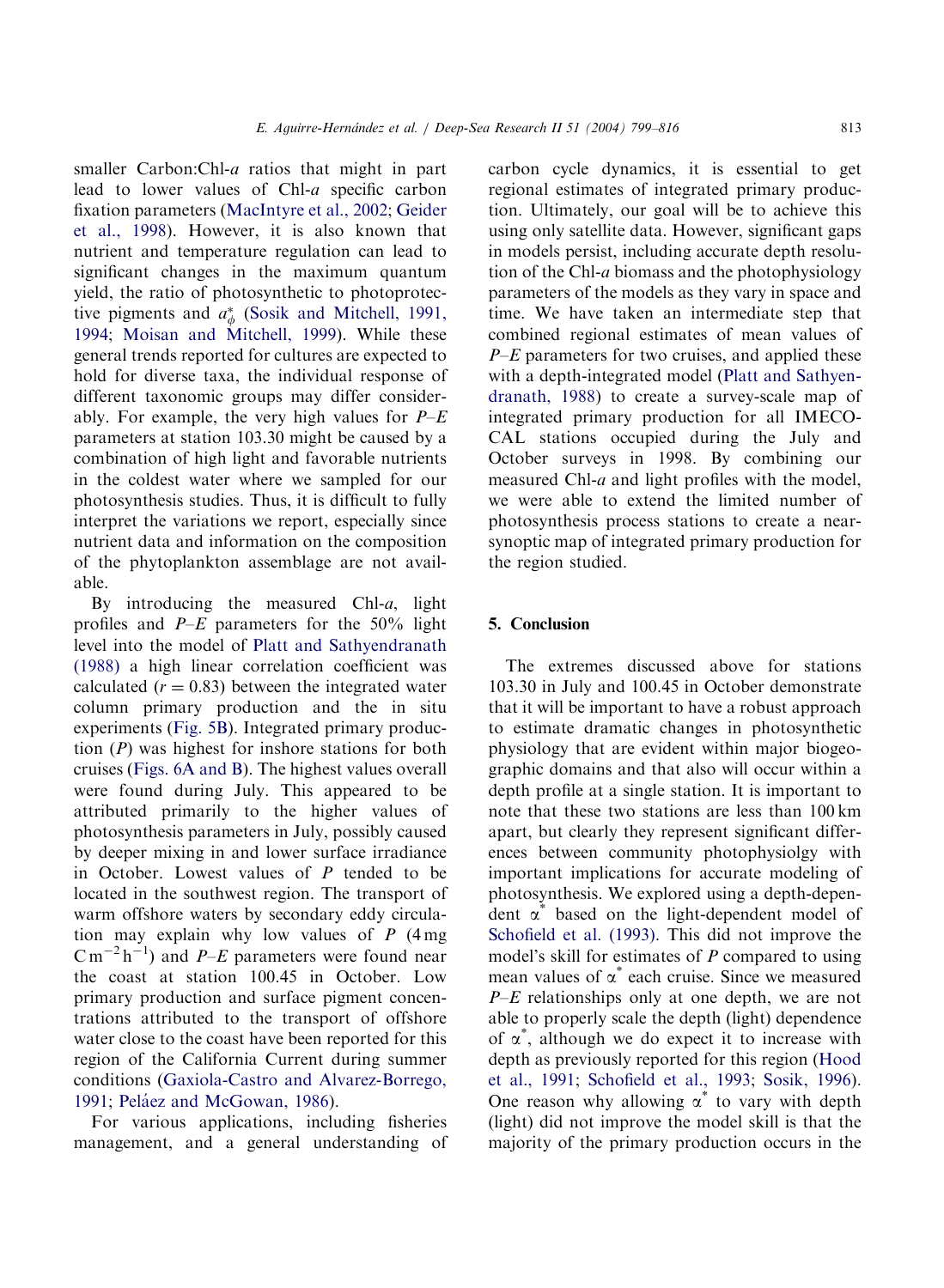smaller Carbon:Chl-*a* ratios that might in part lead to lower values of Chl-*a* specific carbon fixation parameters (MacIntyre et al., 2002; Geider et al., 1998). However, it is also known that nutrient and temperature regulation can lead to significant changes in the maximum quantum yield, the ratio of photosynthetic to photoprotective pigments and $a_{\phi}^{*}$ (Sosik and Mitchell, 1991, 1994; Moisan and Mitchell, 1999). While these general trends reported for cultures are expected to hold for diverse taxa, the individual response of different taxonomic groups may differ considerably. For example, the very high values for *P–E* parameters at station 103.30 might be caused by a combination of high light and favorable nutrients in the coldest water where we sampled for our photosynthesis studies. Thus, it is difficult to fully interpret the variations we report, especially since nutrient data and information on the composition of the phytoplankton assemblage are not available.

By introducing the measured Chl-*a*, light profiles and *P–E* parameters for the 50% light level into the model of Platt and Sathyendranath (1988) a high linear correlation coefficient was calculated ($r = 0.83$) between the integrated water column primary production and the in situ experiments (Fig. 5B). Integrated primary production ($P$) was highest for inshore stations for both cruises (Figs. 6A and B). The highest values overall were found during July. This appeared to be attributed primarily to the higher values of photosynthesis parameters in July, possibly caused by deeper mixing in and lower surface irradiance in October. Lowest values of $P$ tended to be located in the southwest region. The transport of warm offshore waters by secondary eddy circulation may explain why low values of $P$ (4 mg C m$^{-2}$ h$^{-1}$) and *P–E* parameters were found near the coast at station 100.45 in October. Low primary production and surface pigment concentrations attributed to the transport of offshore water close to the coast have been reported for this region of the California Current during summer conditions (Gaxiola-Castro and Alvarez-Borrego, 1991; Peláez and McGowan, 1986).

For various applications, including fisheries management, and a general understanding of carbon cycle dynamics, it is essential to get regional estimates of integrated primary production. Ultimately, our goal will be to achieve this using only satellite data. However, significant gaps in models persist, including accurate depth resolution of the Chl-*a* biomass and the photophysiology parameters of the models as they vary in space and time. We have taken an intermediate step that combined regional estimates of mean values of *P–E* parameters for two cruises, and applied these with a depth-integrated model (Platt and Sathyendranath, 1988) to create a survey-scale map of integrated primary production for all IMECOCAL stations occupied during the July and October surveys in 1998. By combining our measured Chl-*a* and light profiles with the model, we were able to extend the limited number of photosynthesis process stations to create a near-synoptic map of integrated primary production for the region studied.

## 5. Conclusion

The extremes discussed above for stations 103.30 in July and 100.45 in October demonstrate that it will be important to have a robust approach to estimate dramatic changes in photosynthetic physiology that are evident within major biogeographic domains and that also will occur within a depth profile at a single station. It is important to note that these two stations are less than 100 km apart, but clearly they represent significant differences between community photophysiolgy with important implications for accurate modeling of photosynthesis. We explored using a depth-dependent $\alpha^{*}$ based on the light-dependent model of Schofield et al. (1993). This did not improve the model's skill for estimates of $P$ compared to using mean values of $\alpha^{*}$ each cruise. Since we measured *P–E* relationships only at one depth, we are not able to properly scale the depth (light) dependence of $\alpha^{*}$, although we do expect it to increase with depth as previously reported for this region (Hood et al., 1991; Schofield et al., 1993; Sosik, 1996). One reason why allowing $\alpha^{*}$ to vary with depth (light) did not improve the model skill is that the majority of the primary production occurs in the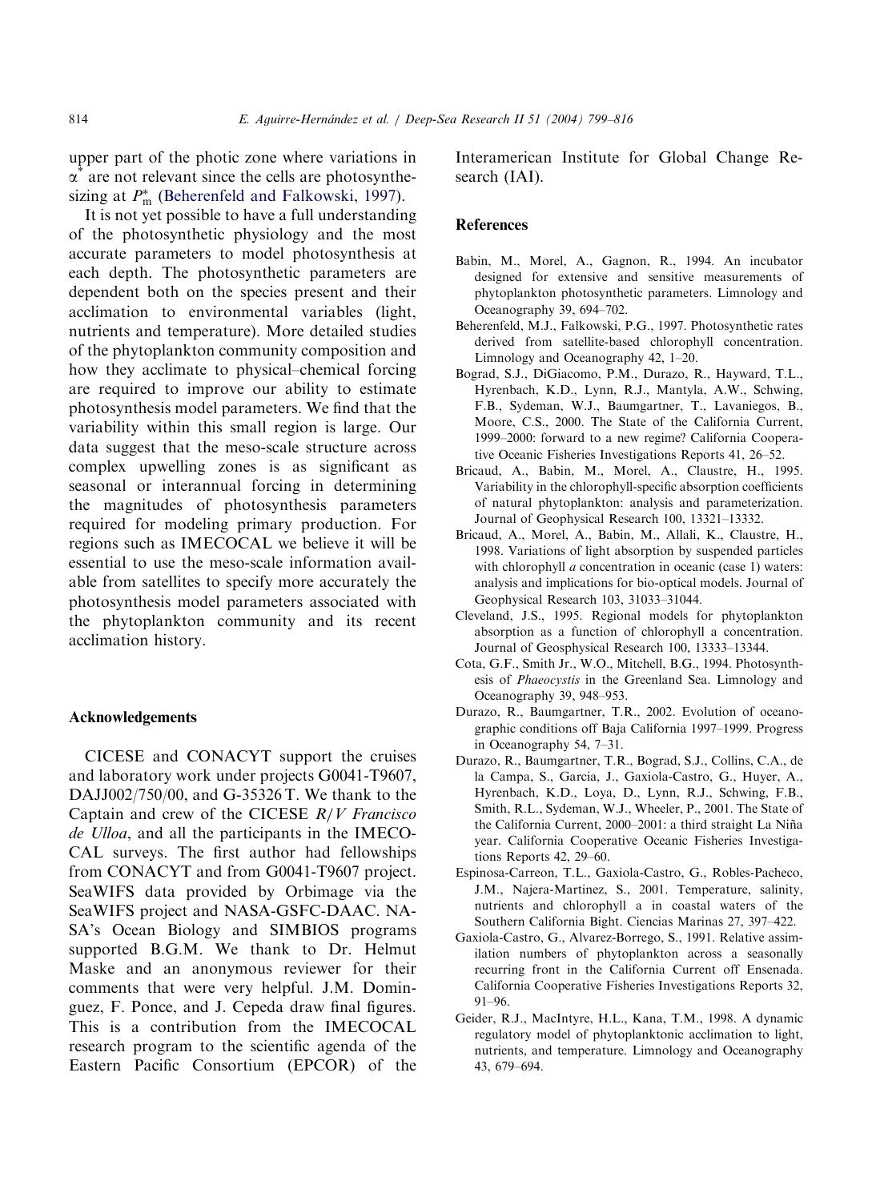upper part of the photic zone where variations in $\alpha^*$ are not relevant since the cells are photosynthesizing at $P_m^*$ (Beherenfeld and Falkowski, 1997).

It is not yet possible to have a full understanding of the photosynthetic physiology and the most accurate parameters to model photosynthesis at each depth. The photosynthetic parameters are dependent both on the species present and their acclimation to environmental variables (light, nutrients and temperature). More detailed studies of the phytoplankton community composition and how they acclimate to physical–chemical forcing are required to improve our ability to estimate photosynthesis model parameters. We find that the variability within this small region is large. Our data suggest that the meso-scale structure across complex upwelling zones is as significant as seasonal or interannual forcing in determining the magnitudes of photosynthesis parameters required for modeling primary production. For regions such as IMECOCAL we believe it will be essential to use the meso-scale information available from satellites to specify more accurately the photosynthesis model parameters associated with the phytoplankton community and its recent acclimation history.

## Acknowledgements

CICESE and CONACYT support the cruises and laboratory work under projects G0041-T9607, DAJJ002/750/00, and G-35326 T. We thank to the Captain and crew of the CICESE *R/V Francisco de Ulloa*, and all the participants in the IMECOCAL surveys. The first author had fellowships from CONACYT and from G0041-T9607 project. SeaWIFS data provided by Orbimage via the SeaWIFS project and NASA-GSFC-DAAC. NASA's Ocean Biology and SIMBIOS programs supported B.G.M. We thank to Dr. Helmut Maske and an anonymous reviewer for their comments that were very helpful. J.M. Dominguez, F. Ponce, and J. Cepeda draw final figures. This is a contribution from the IMECOCAL research program to the scientific agenda of the Eastern Pacific Consortium (EPCOR) of the Interamerican Institute for Global Change Research (IAI).

## References

Babin, M., Morel, A., Gagnon, R., 1994. An incubator designed for extensive and sensitive measurements of phytoplankton photosynthetic parameters. Limnology and Oceanography 39, 694–702.

Beherenfeld, M.J., Falkowski, P.G., 1997. Photosynthetic rates derived from satellite-based chlorophyll concentration. Limnology and Oceanography 42, 1–20.

Bograd, S.J., DiGiacomo, P.M., Durazo, R., Hayward, T.L., Hyrenbach, K.D., Lynn, R.J., Mantyla, A.W., Schwing, F.B., Sydeman, W.J., Baumgartner, T., Lavaniegos, B., Moore, C.S., 2000. The State of the California Current, 1999–2000: forward to a new regime? California Cooperative Oceanic Fisheries Investigations Reports 41, 26–52.

Bricaud, A., Babin, M., Morel, A., Claustre, H., 1995. Variability in the chlorophyll-specific absorption coefficients of natural phytoplankton: analysis and parameterization. Journal of Geophysical Research 100, 13321–13332.

Bricaud, A., Morel, A., Babin, M., Allali, K., Claustre, H., 1998. Variations of light absorption by suspended particles with chlorophyll *a* concentration in oceanic (case 1) waters: analysis and implications for bio-optical models. Journal of Geophysical Research 103, 31033–31044.

Cleveland, J.S., 1995. Regional models for phytoplankton absorption as a function of chlorophyll a concentration. Journal of Geosphysical Research 100, 13333–13344.

Cota, G.F., Smith Jr., W.O., Mitchell, B.G., 1994. Photosynthesis of *Phaeocystis* in the Greenland Sea. Limnology and Oceanography 39, 948–953.

Durazo, R., Baumgartner, T.R., 2002. Evolution of oceanographic conditions off Baja California 1997–1999. Progress in Oceanography 54, 7–31.

Durazo, R., Baumgartner, T.R., Bograd, S.J., Collins, C.A., de la Campa, S., Garcia, J., Gaxiola-Castro, G., Huyer, A., Hyrenbach, K.D., Loya, D., Lynn, R.J., Schwing, F.B., Smith, R.L., Sydeman, W.J., Wheeler, P., 2001. The State of the California Current, 2000–2001: a third straight La Niña year. California Cooperative Oceanic Fisheries Investigations Reports 42, 29–60.

Espinosa-Carreon, T.L., Gaxiola-Castro, G., Robles-Pacheco, J.M., Najera-Martinez, S., 2001. Temperature, salinity, nutrients and chlorophyll a in coastal waters of the Southern California Bight. Ciencias Marinas 27, 397–422.

Gaxiola-Castro, G., Alvarez-Borrego, S., 1991. Relative assimilation numbers of phytoplankton across a seasonally recurring front in the California Current off Ensenada. California Cooperative Fisheries Investigations Reports 32, 91–96.

Geider, R.J., MacIntyre, H.L., Kana, T.M., 1998. A dynamic regulatory model of phytoplanktonic acclimation to light, nutrients, and temperature. Limnology and Oceanography 43, 679–694.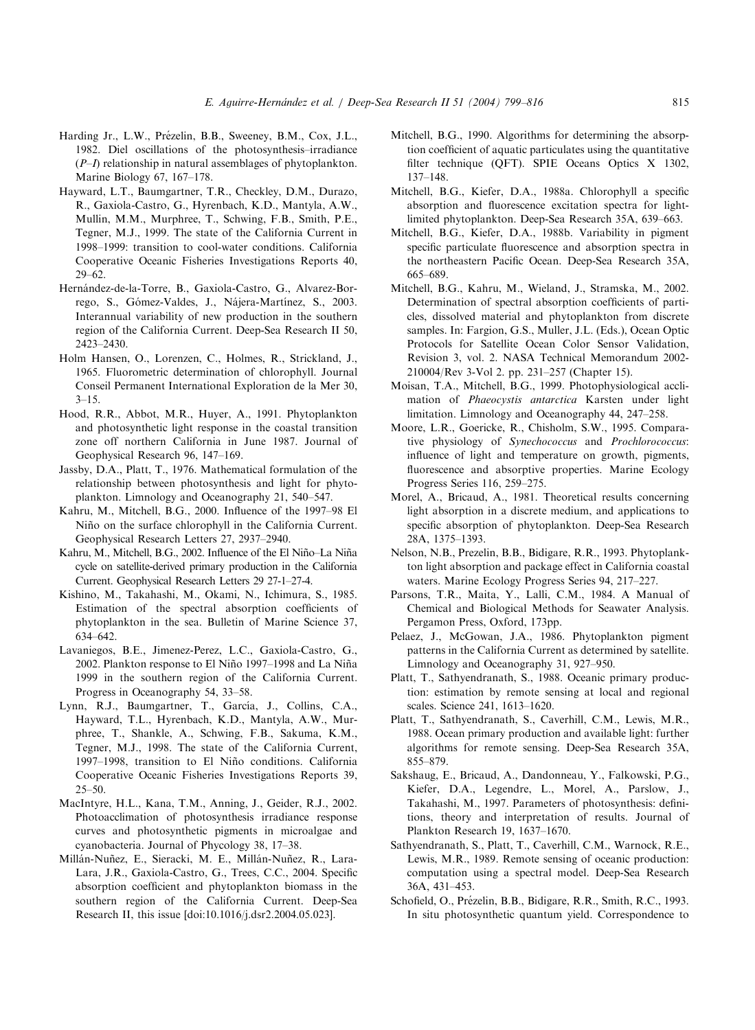Harding Jr., L.W., Prézelin, B.B., Sweeney, B.M., Cox, J.L., 1982. Diel oscillations of the photosynthesis–irradiance (*P–I*) relationship in natural assemblages of phytoplankton. Marine Biology 67, 167–178.

Hayward, L.T., Baumgartner, T.R., Checkley, D.M., Durazo, R., Gaxiola-Castro, G., Hyrenbach, K.D., Mantyla, A.W., Mullin, M.M., Murphree, T., Schwing, F.B., Smith, P.E., Tegner, M.J., 1999. The state of the California Current in 1998–1999: transition to cool-water conditions. California Cooperative Oceanic Fisheries Investigations Reports 40, 29–62.

Hernández-de-la-Torre, B., Gaxiola-Castro, G., Alvarez-Borrego, S., Gómez-Valdes, J., Nájera-Martínez, S., 2003. Interannual variability of new production in the southern region of the California Current. Deep-Sea Research II 50, 2423–2430.

Holm Hansen, O., Lorenzen, C., Holmes, R., Strickland, J., 1965. Fluorometric determination of chlorophyll. Journal Conseil Permanent International Exploration de la Mer 30, 3–15.

Hood, R.R., Abbot, M.R., Huyer, A., 1991. Phytoplankton and photosynthetic light response in the coastal transition zone off northern California in June 1987. Journal of Geophysical Research 96, 147–169.

Jassby, D.A., Platt, T., 1976. Mathematical formulation of the relationship between photosynthesis and light for phytoplankton. Limnology and Oceanography 21, 540–547.

Kahru, M., Mitchell, B.G., 2000. Influence of the 1997–98 El Niño on the surface chlorophyll in the California Current. Geophysical Research Letters 27, 2937–2940.

Kahru, M., Mitchell, B.G., 2002. Influence of the El Niño–La Niña cycle on satellite-derived primary production in the California Current. Geophysical Research Letters 29 27-1–27-4.

Kishino, M., Takahashi, M., Okami, N., Ichimura, S., 1985. Estimation of the spectral absorption coefficients of phytoplankton in the sea. Bulletin of Marine Science 37, 634–642.

Lavaniegos, B.E., Jimenez-Perez, L.C., Gaxiola-Castro, G., 2002. Plankton response to El Niño 1997–1998 and La Niña 1999 in the southern region of the California Current. Progress in Oceanography 54, 33–58.

Lynn, R.J., Baumgartner, T., García, J., Collins, C.A., Hayward, T.L., Hyrenbach, K.D., Mantyla, A.W., Murphree, T., Shankle, A., Schwing, F.B., Sakuma, K.M., Tegner, M.J., 1998. The state of the California Current, 1997–1998, transition to El Niño conditions. California Cooperative Oceanic Fisheries Investigations Reports 39, 25–50.

MacIntyre, H.L., Kana, T.M., Anning, J., Geider, R.J., 2002. Photoacclimation of photosynthesis irradiance response curves and photosynthetic pigments in microalgae and cyanobacteria. Journal of Phycology 38, 17–38.

Millán-Nuñez, E., Sieracki, M. E., Millán-Nuñez, R., Lara-Lara, J.R., Gaxiola-Castro, G., Trees, C.C., 2004. Specific absorption coefficient and phytoplankton biomass in the southern region of the California Current. Deep-Sea Research II, this issue [doi:10.1016/j.dsr2.2004.05.023].

Mitchell, B.G., 1990. Algorithms for determining the absorption coefficient of aquatic particulates using the quantitative filter technique (QFT). SPIE Oceans Optics X 1302, 137–148.

Mitchell, B.G., Kiefer, D.A., 1988a. Chlorophyll a specific absorption and fluorescence excitation spectra for light-limited phytoplankton. Deep-Sea Research 35A, 639–663.

Mitchell, B.G., Kiefer, D.A., 1988b. Variability in pigment specific particulate fluorescence and absorption spectra in the northeastern Pacific Ocean. Deep-Sea Research 35A, 665–689.

Mitchell, B.G., Kahru, M., Wieland, J., Stramska, M., 2002. Determination of spectral absorption coefficients of particles, dissolved material and phytoplankton from discrete samples. In: Fargion, G.S., Muller, J.L. (Eds.), Ocean Optic Protocols for Satellite Ocean Color Sensor Validation, Revision 3, vol. 2. NASA Technical Memorandum 2002-210004/Rev 3-Vol 2. pp. 231–257 (Chapter 15).

Moisan, T.A., Mitchell, B.G., 1999. Photophysiological acclimation of *Phaeocystis antarctica* Karsten under light limitation. Limnology and Oceanography 44, 247–258.

Moore, L.R., Goericke, R., Chisholm, S.W., 1995. Comparative physiology of *Synechococcus* and *Prochlorococcus*: influence of light and temperature on growth, pigments, fluorescence and absorptive properties. Marine Ecology Progress Series 116, 259–275.

Morel, A., Bricaud, A., 1981. Theoretical results concerning light absorption in a discrete medium, and applications to specific absorption of phytoplankton. Deep-Sea Research 28A, 1375–1393.

Nelson, N.B., Prezelin, B.B., Bidigare, R.R., 1993. Phytoplankton light absorption and package effect in California coastal waters. Marine Ecology Progress Series 94, 217–227.

Parsons, T.R., Maita, Y., Lalli, C.M., 1984. A Manual of Chemical and Biological Methods for Seawater Analysis. Pergamon Press, Oxford, 173pp.

Pelaez, J., McGowan, J.A., 1986. Phytoplankton pigment patterns in the California Current as determined by satellite. Limnology and Oceanography 31, 927–950.

Platt, T., Sathyendranath, S., 1988. Oceanic primary production: estimation by remote sensing at local and regional scales. Science 241, 1613–1620.

Platt, T., Sathyendranath, S., Caverhill, C.M., Lewis, M.R., 1988. Ocean primary production and available light: further algorithms for remote sensing. Deep-Sea Research 35A, 855–879.

Sakshaug, E., Bricaud, A., Dandonneau, Y., Falkowski, P.G., Kiefer, D.A., Legendre, L., Morel, A., Parslow, J., Takahashi, M., 1997. Parameters of photosynthesis: definitions, theory and interpretation of results. Journal of Plankton Research 19, 1637–1670.

Sathyendranath, S., Platt, T., Caverhill, C.M., Warnock, R.E., Lewis, M.R., 1989. Remote sensing of oceanic production: computation using a spectral model. Deep-Sea Research 36A, 431–453.

Schofield, O., Prézelin, B.B., Bidigare, R.R., Smith, R.C., 1993. In situ photosynthetic quantum yield. Correspondence to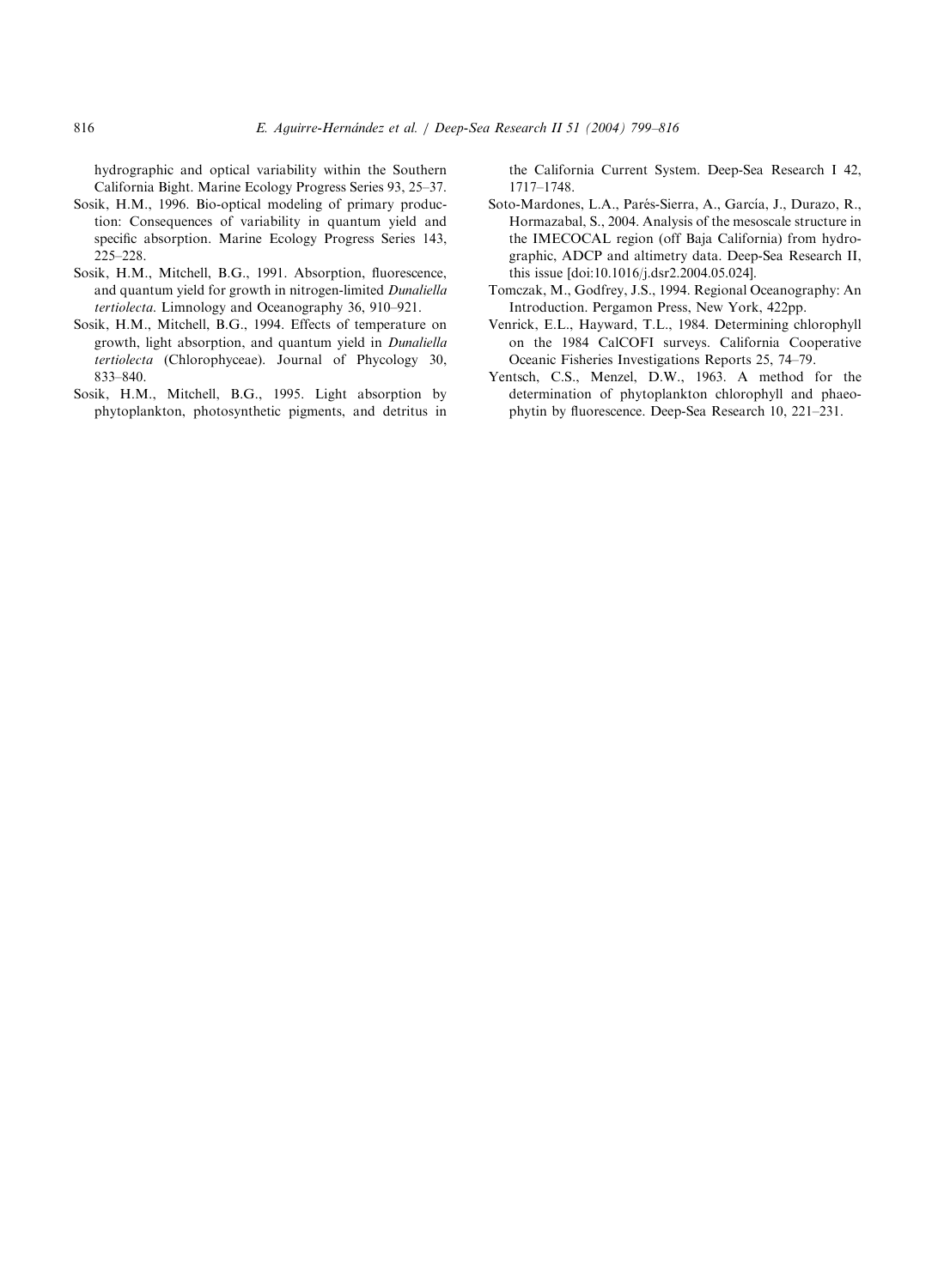hydrographic and optical variability within the Southern California Bight. Marine Ecology Progress Series 93, 25–37.

Sosik, H.M., 1996. Bio-optical modeling of primary production: Consequences of variability in quantum yield and specific absorption. Marine Ecology Progress Series 143, 225–228.

Sosik, H.M., Mitchell, B.G., 1991. Absorption, fluorescence, and quantum yield for growth in nitrogen-limited *Dunaliella tertiolecta*. Limnology and Oceanography 36, 910–921.

Sosik, H.M., Mitchell, B.G., 1994. Effects of temperature on growth, light absorption, and quantum yield in *Dunaliella tertiolecta* (Chlorophyceae). Journal of Phycology 30, 833–840.

Sosik, H.M., Mitchell, B.G., 1995. Light absorption by phytoplankton, photosynthetic pigments, and detritus in the California Current System. Deep-Sea Research I 42, 1717–1748.

Soto-Mardones, L.A., Parés-Sierra, A., García, J., Durazo, R., Hormazabal, S., 2004. Analysis of the mesoscale structure in the IMECOCAL region (off Baja California) from hydrographic, ADCP and altimetry data. Deep-Sea Research II, this issue [doi:10.1016/j.dsr2.2004.05.024].

Tomczak, M., Godfrey, J.S., 1994. Regional Oceanography: An Introduction. Pergamon Press, New York, 422pp.

Venrick, E.L., Hayward, T.L., 1984. Determining chlorophyll on the 1984 CalCOFI surveys. California Cooperative Oceanic Fisheries Investigations Reports 25, 74–79.

Yentsch, C.S., Menzel, D.W., 1963. A method for the determination of phytoplankton chlorophyll and phaeophytin by fluorescence. Deep-Sea Research 10, 221–231.